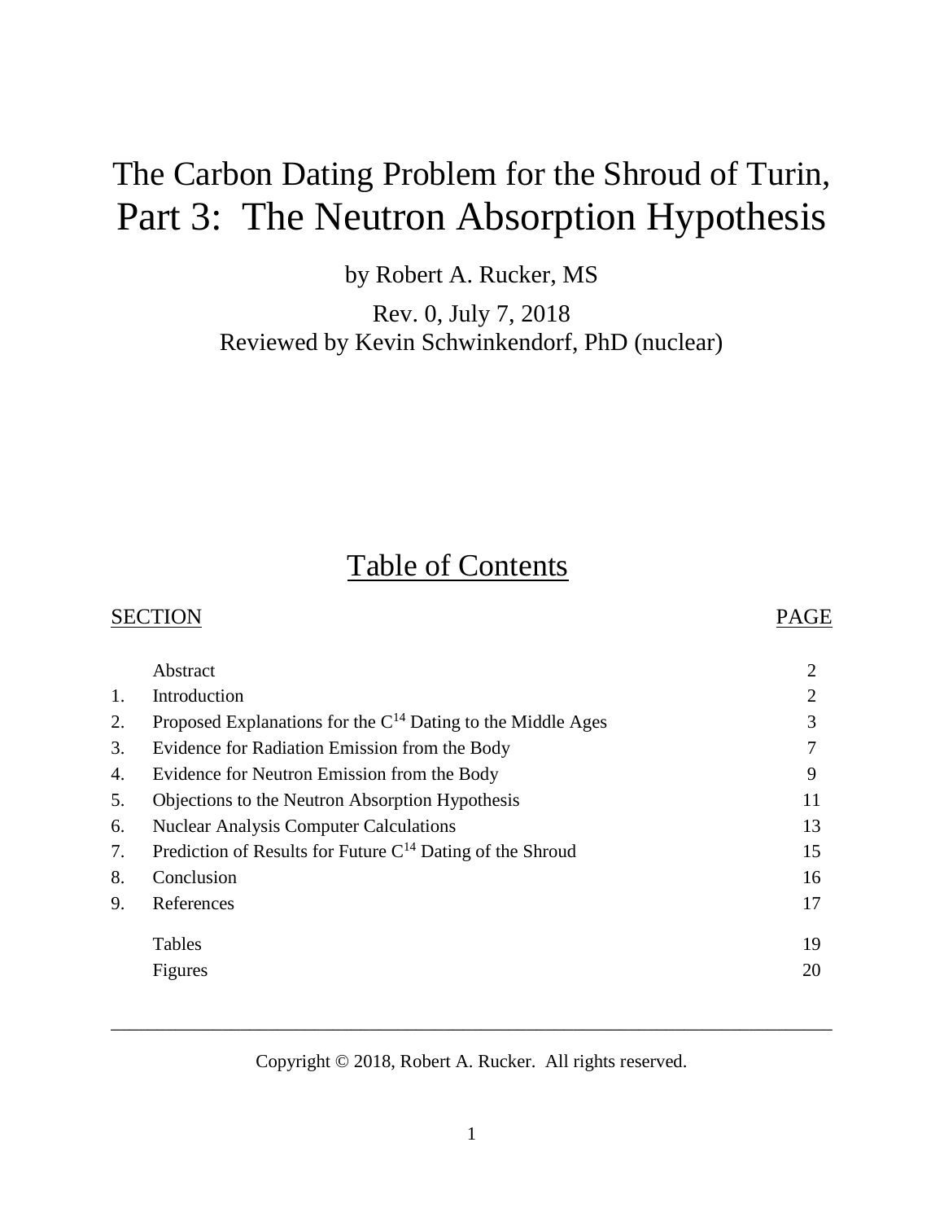# The Carbon Dating Problem for the Shroud of Turin, Part 3: The Neutron Absorption Hypothesis

by Robert A. Rucker, MS

Rev. 0, July 7, 2018

Reviewed by Kevin Schwinkendorf, PhD (nuclear)

## Table of Contents

| SECTION | | PAGE |
|---|---|---|
| | Abstract | 2 |
| 1. | Introduction | 2 |
| 2. | Proposed Explanations for the $C^{14}$ Dating to the Middle Ages | 3 |
| 3. | Evidence for Radiation Emission from the Body | 7 |
| 4. | Evidence for Neutron Emission from the Body | 9 |
| 5. | Objections to the Neutron Absorption Hypothesis | 11 |
| 6. | Nuclear Analysis Computer Calculations | 13 |
| 7. | Prediction of Results for Future $C^{14}$ Dating of the Shroud | 15 |
| 8. | Conclusion | 16 |
| 9. | References | 17 |
| | Tables | 19 |
| | Figures | 20 |

---

Copyright © 2018, Robert A. Rucker. All rights reserved.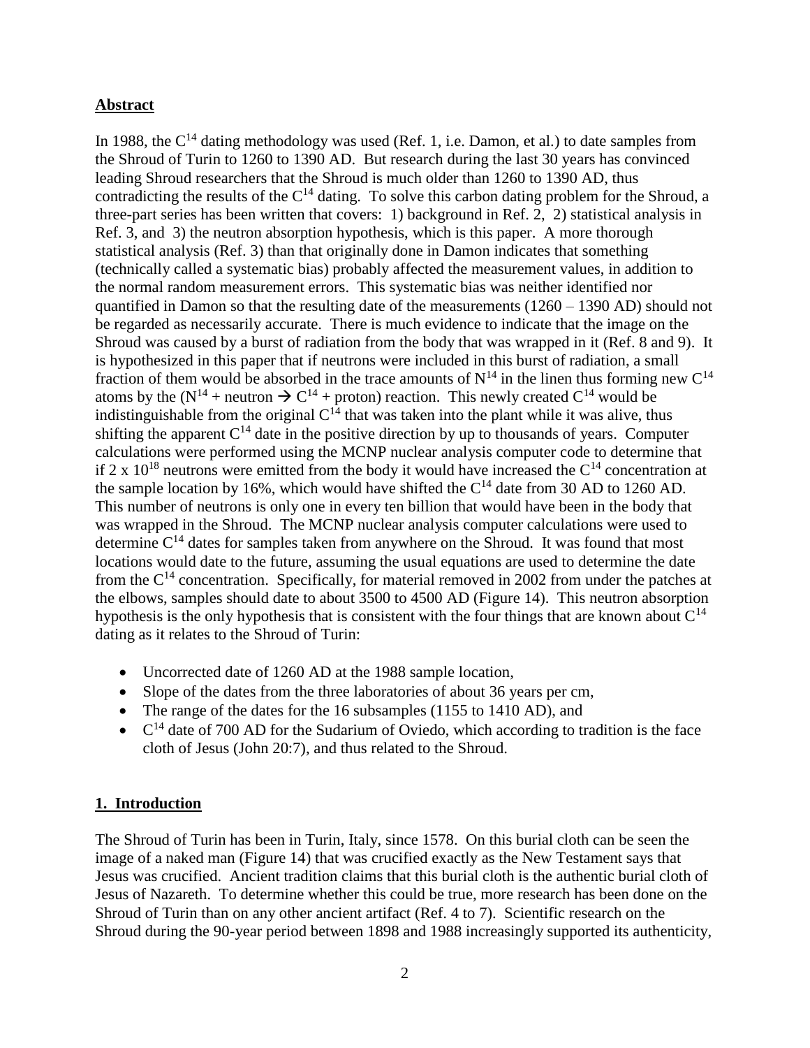## Abstract

In 1988, the $C^{14}$ dating methodology was used (Ref. 1, i.e. Damon, et al.) to date samples from the Shroud of Turin to 1260 to 1390 AD. But research during the last 30 years has convinced leading Shroud researchers that the Shroud is much older than 1260 to 1390 AD, thus contradicting the results of the $C^{14}$ dating. To solve this carbon dating problem for the Shroud, a three-part series has been written that covers: 1) background in Ref. 2, 2) statistical analysis in Ref. 3, and 3) the neutron absorption hypothesis, which is this paper. A more thorough statistical analysis (Ref. 3) than that originally done in Damon indicates that something (technically called a systematic bias) probably affected the measurement values, in addition to the normal random measurement errors. This systematic bias was neither identified nor quantified in Damon so that the resulting date of the measurements (1260 – 1390 AD) should not be regarded as necessarily accurate. There is much evidence to indicate that the image on the Shroud was caused by a burst of radiation from the body that was wrapped in it (Ref. 8 and 9). It is hypothesized in this paper that if neutrons were included in this burst of radiation, a small fraction of them would be absorbed in the trace amounts of $N^{14}$ in the linen thus forming new $C^{14}$ atoms by the ($N^{14}$ + neutron $\rightarrow$ $C^{14}$ + proton) reaction. This newly created $C^{14}$ would be indistinguishable from the original $C^{14}$ that was taken into the plant while it was alive, thus shifting the apparent $C^{14}$ date in the positive direction by up to thousands of years. Computer calculations were performed using the MCNP nuclear analysis computer code to determine that if $2 \times 10^{18}$ neutrons were emitted from the body it would have increased the $C^{14}$ concentration at the sample location by 16%, which would have shifted the $C^{14}$ date from 30 AD to 1260 AD. This number of neutrons is only one in every ten billion that would have been in the body that was wrapped in the Shroud. The MCNP nuclear analysis computer calculations were used to determine $C^{14}$ dates for samples taken from anywhere on the Shroud. It was found that most locations would date to the future, assuming the usual equations are used to determine the date from the $C^{14}$ concentration. Specifically, for material removed in 2002 from under the patches at the elbows, samples should date to about 3500 to 4500 AD (Figure 14). This neutron absorption hypothesis is the only hypothesis that is consistent with the four things that are known about $C^{14}$ dating as it relates to the Shroud of Turin:

- Uncorrected date of 1260 AD at the 1988 sample location,
- Slope of the dates from the three laboratories of about 36 years per cm,
- The range of the dates for the 16 subsamples (1155 to 1410 AD), and
- $C^{14}$ date of 700 AD for the Sudarium of Oviedo, which according to tradition is the face cloth of Jesus (John 20:7), and thus related to the Shroud.

## 1. Introduction

The Shroud of Turin has been in Turin, Italy, since 1578. On this burial cloth can be seen the image of a naked man (Figure 14) that was crucified exactly as the New Testament says that Jesus was crucified. Ancient tradition claims that this burial cloth is the authentic burial cloth of Jesus of Nazareth. To determine whether this could be true, more research has been done on the Shroud of Turin than on any other ancient artifact (Ref. 4 to 7). Scientific research on the Shroud during the 90-year period between 1898 and 1988 increasingly supported its authenticity,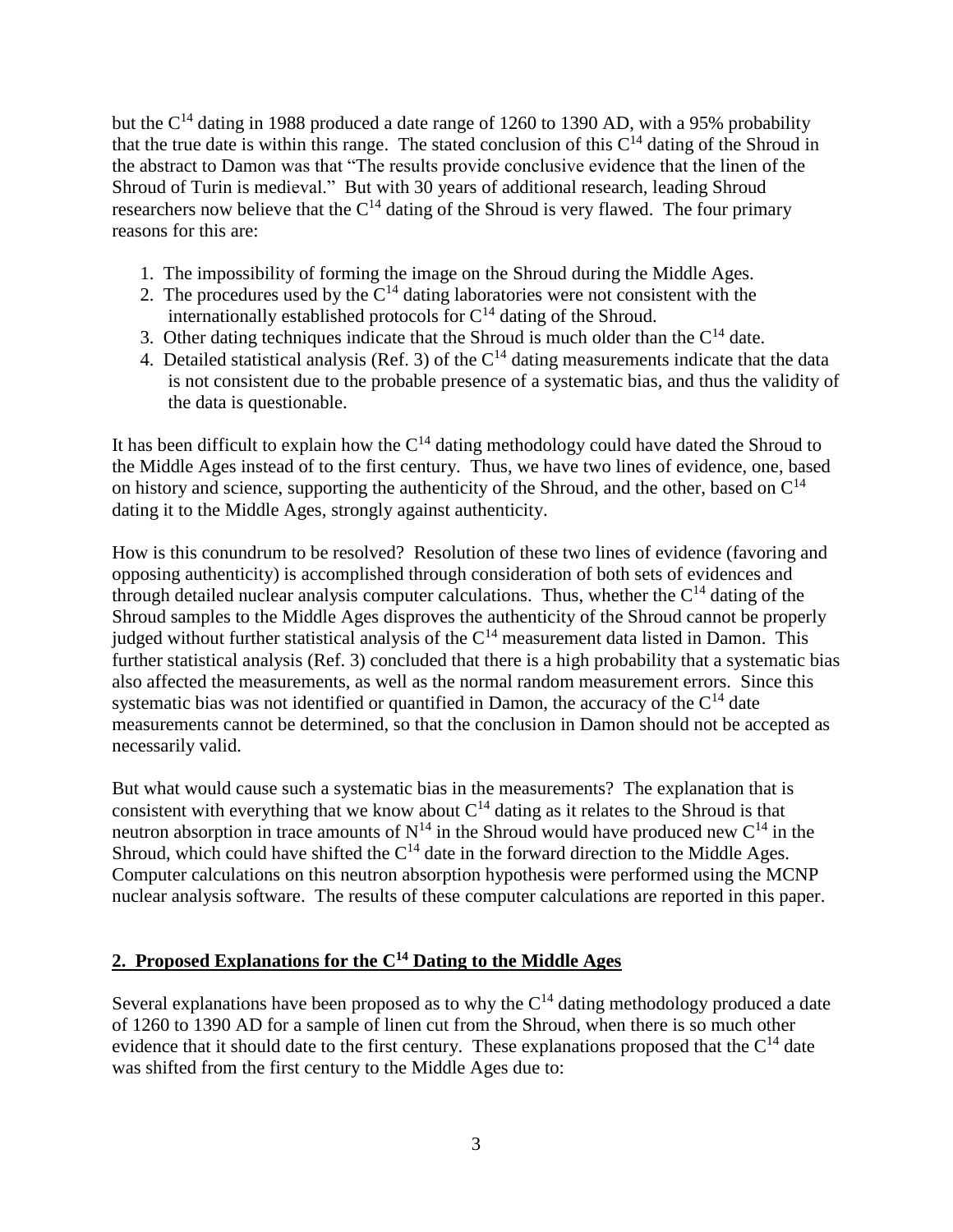but the $C^{14}$ dating in 1988 produced a date range of 1260 to 1390 AD, with a 95% probability that the true date is within this range. The stated conclusion of this $C^{14}$ dating of the Shroud in the abstract to Damon was that "The results provide conclusive evidence that the linen of the Shroud of Turin is medieval." But with 30 years of additional research, leading Shroud researchers now believe that the $C^{14}$ dating of the Shroud is very flawed. The four primary reasons for this are:

1. The impossibility of forming the image on the Shroud during the Middle Ages.
2. The procedures used by the $C^{14}$ dating laboratories were not consistent with the internationally established protocols for $C^{14}$ dating of the Shroud.
3. Other dating techniques indicate that the Shroud is much older than the $C^{14}$ date.
4. Detailed statistical analysis (Ref. 3) of the $C^{14}$ dating measurements indicate that the data is not consistent due to the probable presence of a systematic bias, and thus the validity of the data is questionable.

It has been difficult to explain how the $C^{14}$ dating methodology could have dated the Shroud to the Middle Ages instead of to the first century. Thus, we have two lines of evidence, one, based on history and science, supporting the authenticity of the Shroud, and the other, based on $C^{14}$ dating it to the Middle Ages, strongly against authenticity.

How is this conundrum to be resolved? Resolution of these two lines of evidence (favoring and opposing authenticity) is accomplished through consideration of both sets of evidences and through detailed nuclear analysis computer calculations. Thus, whether the $C^{14}$ dating of the Shroud samples to the Middle Ages disproves the authenticity of the Shroud cannot be properly judged without further statistical analysis of the $C^{14}$ measurement data listed in Damon. This further statistical analysis (Ref. 3) concluded that there is a high probability that a systematic bias also affected the measurements, as well as the normal random measurement errors. Since this systematic bias was not identified or quantified in Damon, the accuracy of the $C^{14}$ date measurements cannot be determined, so that the conclusion in Damon should not be accepted as necessarily valid.

But what would cause such a systematic bias in the measurements? The explanation that is consistent with everything that we know about $C^{14}$ dating as it relates to the Shroud is that neutron absorption in trace amounts of $N^{14}$ in the Shroud would have produced new $C^{14}$ in the Shroud, which could have shifted the $C^{14}$ date in the forward direction to the Middle Ages. Computer calculations on this neutron absorption hypothesis were performed using the MCNP nuclear analysis software. The results of these computer calculations are reported in this paper.

## 2. Proposed Explanations for the $C^{14}$ Dating to the Middle Ages

Several explanations have been proposed as to why the $C^{14}$ dating methodology produced a date of 1260 to 1390 AD for a sample of linen cut from the Shroud, when there is so much other evidence that it should date to the first century. These explanations proposed that the $C^{14}$ date was shifted from the first century to the Middle Ages due to: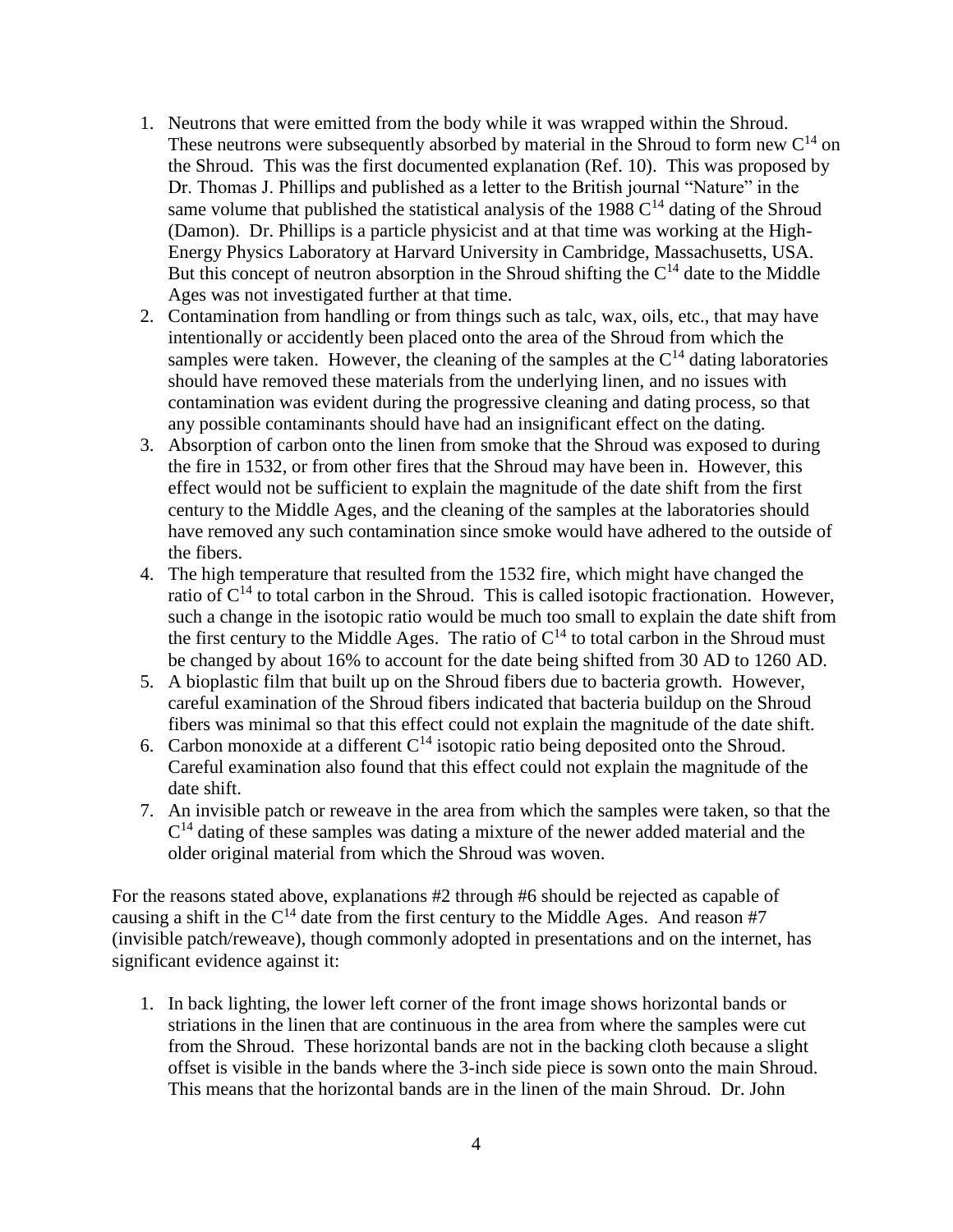1. Neutrons that were emitted from the body while it was wrapped within the Shroud. These neutrons were subsequently absorbed by material in the Shroud to form new $C^{14}$ on the Shroud. This was the first documented explanation (Ref. 10). This was proposed by Dr. Thomas J. Phillips and published as a letter to the British journal "Nature" in the same volume that published the statistical analysis of the 1988 $C^{14}$ dating of the Shroud (Damon). Dr. Phillips is a particle physicist and at that time was working at the High-Energy Physics Laboratory at Harvard University in Cambridge, Massachusetts, USA. But this concept of neutron absorption in the Shroud shifting the $C^{14}$ date to the Middle Ages was not investigated further at that time.
2. Contamination from handling or from things such as talc, wax, oils, etc., that may have intentionally or accidently been placed onto the area of the Shroud from which the samples were taken. However, the cleaning of the samples at the $C^{14}$ dating laboratories should have removed these materials from the underlying linen, and no issues with contamination was evident during the progressive cleaning and dating process, so that any possible contaminants should have had an insignificant effect on the dating.
3. Absorption of carbon onto the linen from smoke that the Shroud was exposed to during the fire in 1532, or from other fires that the Shroud may have been in. However, this effect would not be sufficient to explain the magnitude of the date shift from the first century to the Middle Ages, and the cleaning of the samples at the laboratories should have removed any such contamination since smoke would have adhered to the outside of the fibers.
4. The high temperature that resulted from the 1532 fire, which might have changed the ratio of $C^{14}$ to total carbon in the Shroud. This is called isotopic fractionation. However, such a change in the isotopic ratio would be much too small to explain the date shift from the first century to the Middle Ages. The ratio of $C^{14}$ to total carbon in the Shroud must be changed by about 16% to account for the date being shifted from 30 AD to 1260 AD.
5. A bioplastic film that built up on the Shroud fibers due to bacteria growth. However, careful examination of the Shroud fibers indicated that bacteria buildup on the Shroud fibers was minimal so that this effect could not explain the magnitude of the date shift.
6. Carbon monoxide at a different $C^{14}$ isotopic ratio being deposited onto the Shroud. Careful examination also found that this effect could not explain the magnitude of the date shift.
7. An invisible patch or reweave in the area from which the samples were taken, so that the $C^{14}$ dating of these samples was dating a mixture of the newer added material and the older original material from which the Shroud was woven.

For the reasons stated above, explanations #2 through #6 should be rejected as capable of causing a shift in the $C^{14}$ date from the first century to the Middle Ages. And reason #7 (invisible patch/reweave), though commonly adopted in presentations and on the internet, has significant evidence against it:

1. In back lighting, the lower left corner of the front image shows horizontal bands or striations in the linen that are continuous in the area from where the samples were cut from the Shroud. These horizontal bands are not in the backing cloth because a slight offset is visible in the bands where the 3-inch side piece is sown onto the main Shroud. This means that the horizontal bands are in the linen of the main Shroud. Dr. John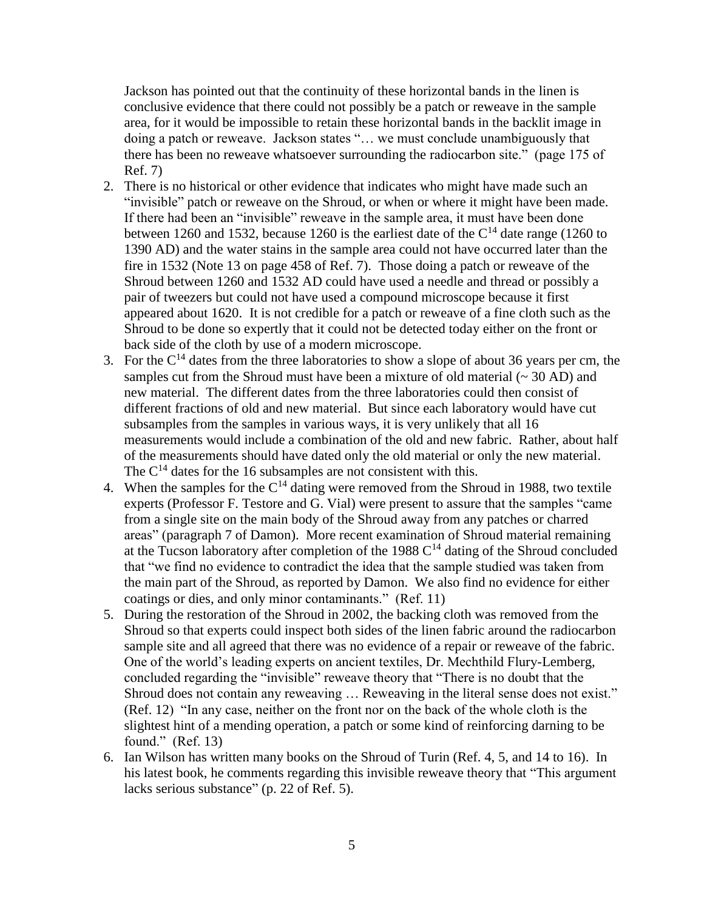Jackson has pointed out that the continuity of these horizontal bands in the linen is conclusive evidence that there could not possibly be a patch or reweave in the sample area, for it would be impossible to retain these horizontal bands in the backlit image in doing a patch or reweave. Jackson states "… we must conclude unambiguously that there has been no reweave whatsoever surrounding the radiocarbon site." (page 175 of Ref. 7)

2. There is no historical or other evidence that indicates who might have made such an "invisible" patch or reweave on the Shroud, or when or where it might have been made. If there had been an "invisible" reweave in the sample area, it must have been done between 1260 and 1532, because 1260 is the earliest date of the $C^{14}$ date range (1260 to 1390 AD) and the water stains in the sample area could not have occurred later than the fire in 1532 (Note 13 on page 458 of Ref. 7). Those doing a patch or reweave of the Shroud between 1260 and 1532 AD could have used a needle and thread or possibly a pair of tweezers but could not have used a compound microscope because it first appeared about 1620. It is not credible for a patch or reweave of a fine cloth such as the Shroud to be done so expertly that it could not be detected today either on the front or back side of the cloth by use of a modern microscope.
3. For the $C^{14}$ dates from the three laboratories to show a slope of about 36 years per cm, the samples cut from the Shroud must have been a mixture of old material (~ 30 AD) and new material. The different dates from the three laboratories could then consist of different fractions of old and new material. But since each laboratory would have cut subsamples from the samples in various ways, it is very unlikely that all 16 measurements would include a combination of the old and new fabric. Rather, about half of the measurements should have dated only the old material or only the new material. The $C^{14}$ dates for the 16 subsamples are not consistent with this.
4. When the samples for the $C^{14}$ dating were removed from the Shroud in 1988, two textile experts (Professor F. Testore and G. Vial) were present to assure that the samples "came from a single site on the main body of the Shroud away from any patches or charred areas" (paragraph 7 of Damon). More recent examination of Shroud material remaining at the Tucson laboratory after completion of the 1988 $C^{14}$ dating of the Shroud concluded that "we find no evidence to contradict the idea that the sample studied was taken from the main part of the Shroud, as reported by Damon. We also find no evidence for either coatings or dies, and only minor contaminants." (Ref. 11)
5. During the restoration of the Shroud in 2002, the backing cloth was removed from the Shroud so that experts could inspect both sides of the linen fabric around the radiocarbon sample site and all agreed that there was no evidence of a repair or reweave of the fabric. One of the world's leading experts on ancient textiles, Dr. Mechthild Flury-Lemberg, concluded regarding the "invisible" reweave theory that "There is no doubt that the Shroud does not contain any reweaving … Reweaving in the literal sense does not exist." (Ref. 12) "In any case, neither on the front nor on the back of the whole cloth is the slightest hint of a mending operation, a patch or some kind of reinforcing darning to be found." (Ref. 13)
6. Ian Wilson has written many books on the Shroud of Turin (Ref. 4, 5, and 14 to 16). In his latest book, he comments regarding this invisible reweave theory that "This argument lacks serious substance" (p. 22 of Ref. 5).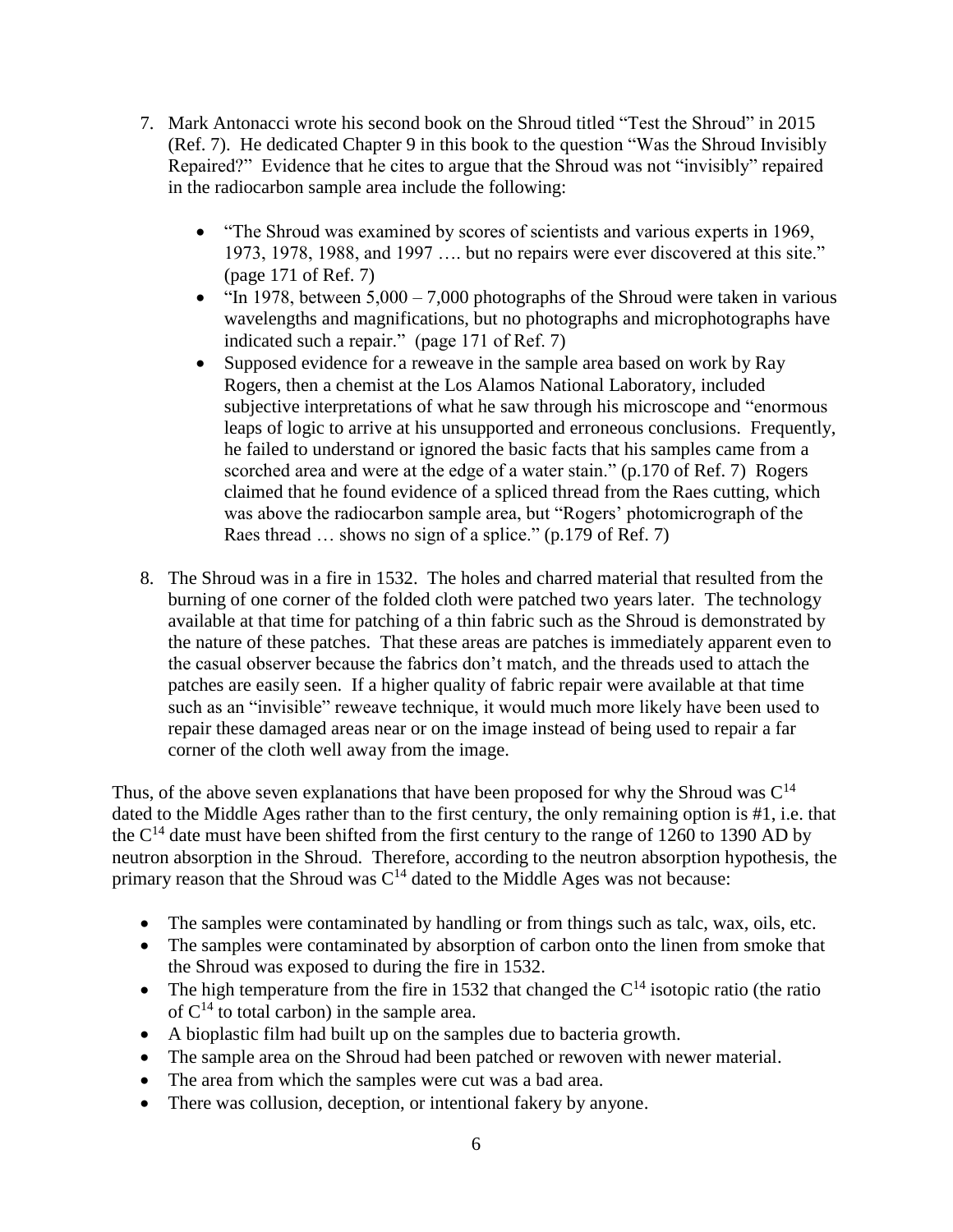7. Mark Antonacci wrote his second book on the Shroud titled "Test the Shroud" in 2015 (Ref. 7). He dedicated Chapter 9 in this book to the question "Was the Shroud Invisibly Repaired?" Evidence that he cites to argue that the Shroud was not "invisibly" repaired in the radiocarbon sample area include the following:

   - "The Shroud was examined by scores of scientists and various experts in 1969, 1973, 1978, 1988, and 1997 …. but no repairs were ever discovered at this site." (page 171 of Ref. 7)
   - "In 1978, between 5,000 – 7,000 photographs of the Shroud were taken in various wavelengths and magnifications, but no photographs and microphotographs have indicated such a repair." (page 171 of Ref. 7)
   - Supposed evidence for a reweave in the sample area based on work by Ray Rogers, then a chemist at the Los Alamos National Laboratory, included subjective interpretations of what he saw through his microscope and "enormous leaps of logic to arrive at his unsupported and erroneous conclusions. Frequently, he failed to understand or ignored the basic facts that his samples came from a scorched area and were at the edge of a water stain." (p.170 of Ref. 7) Rogers claimed that he found evidence of a spliced thread from the Raes cutting, which was above the radiocarbon sample area, but "Rogers' photomicrograph of the Raes thread … shows no sign of a splice." (p.179 of Ref. 7)

8. The Shroud was in a fire in 1532. The holes and charred material that resulted from the burning of one corner of the folded cloth were patched two years later. The technology available at that time for patching of a thin fabric such as the Shroud is demonstrated by the nature of these patches. That these areas are patches is immediately apparent even to the casual observer because the fabrics don't match, and the threads used to attach the patches are easily seen. If a higher quality of fabric repair were available at that time such as an "invisible" reweave technique, it would much more likely have been used to repair these damaged areas near or on the image instead of being used to repair a far corner of the cloth well away from the image.

Thus, of the above seven explanations that have been proposed for why the Shroud was $C^{14}$ dated to the Middle Ages rather than to the first century, the only remaining option is #1, i.e. that the $C^{14}$ date must have been shifted from the first century to the range of 1260 to 1390 AD by neutron absorption in the Shroud. Therefore, according to the neutron absorption hypothesis, the primary reason that the Shroud was $C^{14}$ dated to the Middle Ages was not because:

- The samples were contaminated by handling or from things such as talc, wax, oils, etc.
- The samples were contaminated by absorption of carbon onto the linen from smoke that the Shroud was exposed to during the fire in 1532.
- The high temperature from the fire in 1532 that changed the $C^{14}$ isotopic ratio (the ratio of $C^{14}$ to total carbon) in the sample area.
- A bioplastic film had built up on the samples due to bacteria growth.
- The sample area on the Shroud had been patched or rewoven with newer material.
- The area from which the samples were cut was a bad area.
- There was collusion, deception, or intentional fakery by anyone.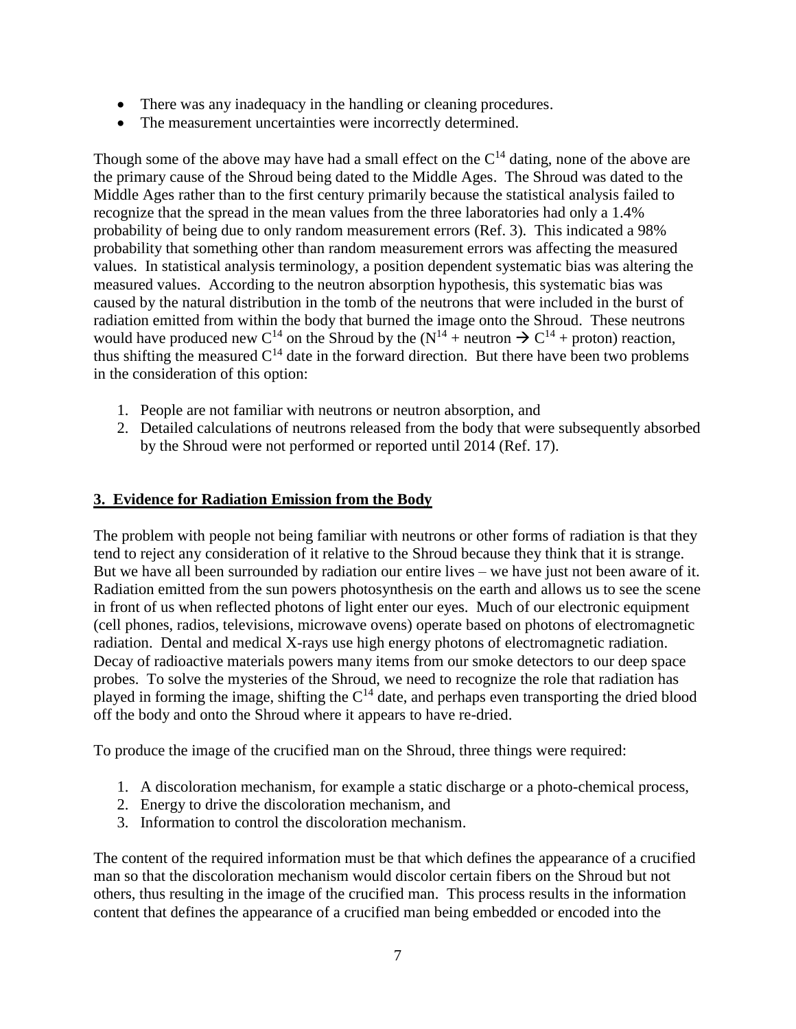- There was any inadequacy in the handling or cleaning procedures.
- The measurement uncertainties were incorrectly determined.

Though some of the above may have had a small effect on the $C^{14}$ dating, none of the above are the primary cause of the Shroud being dated to the Middle Ages. The Shroud was dated to the Middle Ages rather than to the first century primarily because the statistical analysis failed to recognize that the spread in the mean values from the three laboratories had only a 1.4% probability of being due to only random measurement errors (Ref. 3). This indicated a 98% probability that something other than random measurement errors was affecting the measured values. In statistical analysis terminology, a position dependent systematic bias was altering the measured values. According to the neutron absorption hypothesis, this systematic bias was caused by the natural distribution in the tomb of the neutrons that were included in the burst of radiation emitted from within the body that burned the image onto the Shroud. These neutrons would have produced new $C^{14}$ on the Shroud by the ($N^{14}$ + neutron $\rightarrow$ $C^{14}$ + proton) reaction, thus shifting the measured $C^{14}$ date in the forward direction. But there have been two problems in the consideration of this option:

1. People are not familiar with neutrons or neutron absorption, and
2. Detailed calculations of neutrons released from the body that were subsequently absorbed by the Shroud were not performed or reported until 2014 (Ref. 17).

## 3. Evidence for Radiation Emission from the Body

The problem with people not being familiar with neutrons or other forms of radiation is that they tend to reject any consideration of it relative to the Shroud because they think that it is strange. But we have all been surrounded by radiation our entire lives – we have just not been aware of it. Radiation emitted from the sun powers photosynthesis on the earth and allows us to see the scene in front of us when reflected photons of light enter our eyes. Much of our electronic equipment (cell phones, radios, televisions, microwave ovens) operate based on photons of electromagnetic radiation. Dental and medical X-rays use high energy photons of electromagnetic radiation. Decay of radioactive materials powers many items from our smoke detectors to our deep space probes. To solve the mysteries of the Shroud, we need to recognize the role that radiation has played in forming the image, shifting the $C^{14}$ date, and perhaps even transporting the dried blood off the body and onto the Shroud where it appears to have re-dried.

To produce the image of the crucified man on the Shroud, three things were required:

1. A discoloration mechanism, for example a static discharge or a photo-chemical process,
2. Energy to drive the discoloration mechanism, and
3. Information to control the discoloration mechanism.

The content of the required information must be that which defines the appearance of a crucified man so that the discoloration mechanism would discolor certain fibers on the Shroud but not others, thus resulting in the image of the crucified man. This process results in the information content that defines the appearance of a crucified man being embedded or encoded into the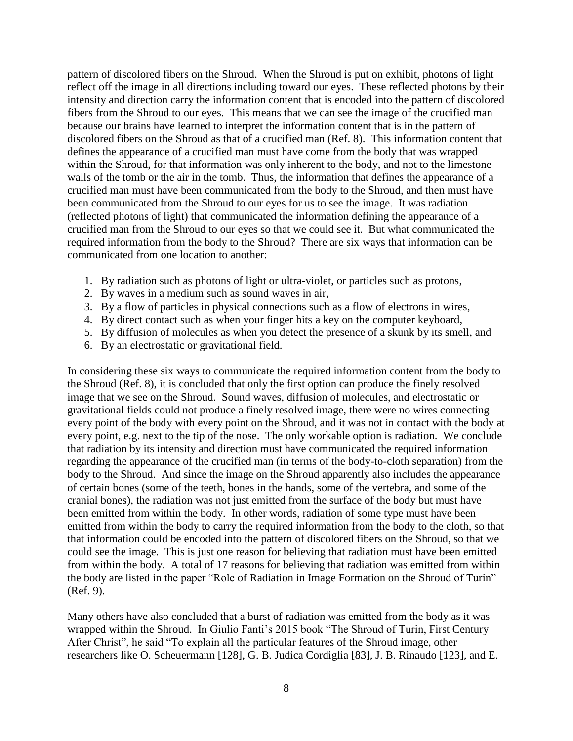pattern of discolored fibers on the Shroud. When the Shroud is put on exhibit, photons of light reflect off the image in all directions including toward our eyes. These reflected photons by their intensity and direction carry the information content that is encoded into the pattern of discolored fibers from the Shroud to our eyes. This means that we can see the image of the crucified man because our brains have learned to interpret the information content that is in the pattern of discolored fibers on the Shroud as that of a crucified man (Ref. 8). This information content that defines the appearance of a crucified man must have come from the body that was wrapped within the Shroud, for that information was only inherent to the body, and not to the limestone walls of the tomb or the air in the tomb. Thus, the information that defines the appearance of a crucified man must have been communicated from the body to the Shroud, and then must have been communicated from the Shroud to our eyes for us to see the image. It was radiation (reflected photons of light) that communicated the information defining the appearance of a crucified man from the Shroud to our eyes so that we could see it. But what communicated the required information from the body to the Shroud? There are six ways that information can be communicated from one location to another:

1. By radiation such as photons of light or ultra-violet, or particles such as protons,
2. By waves in a medium such as sound waves in air,
3. By a flow of particles in physical connections such as a flow of electrons in wires,
4. By direct contact such as when your finger hits a key on the computer keyboard,
5. By diffusion of molecules as when you detect the presence of a skunk by its smell, and
6. By an electrostatic or gravitational field.

In considering these six ways to communicate the required information content from the body to the Shroud (Ref. 8), it is concluded that only the first option can produce the finely resolved image that we see on the Shroud. Sound waves, diffusion of molecules, and electrostatic or gravitational fields could not produce a finely resolved image, there were no wires connecting every point of the body with every point on the Shroud, and it was not in contact with the body at every point, e.g. next to the tip of the nose. The only workable option is radiation. We conclude that radiation by its intensity and direction must have communicated the required information regarding the appearance of the crucified man (in terms of the body-to-cloth separation) from the body to the Shroud. And since the image on the Shroud apparently also includes the appearance of certain bones (some of the teeth, bones in the hands, some of the vertebra, and some of the cranial bones), the radiation was not just emitted from the surface of the body but must have been emitted from within the body. In other words, radiation of some type must have been emitted from within the body to carry the required information from the body to the cloth, so that that information could be encoded into the pattern of discolored fibers on the Shroud, so that we could see the image. This is just one reason for believing that radiation must have been emitted from within the body. A total of 17 reasons for believing that radiation was emitted from within the body are listed in the paper "Role of Radiation in Image Formation on the Shroud of Turin" (Ref. 9).

Many others have also concluded that a burst of radiation was emitted from the body as it was wrapped within the Shroud. In Giulio Fanti's 2015 book "The Shroud of Turin, First Century After Christ", he said "To explain all the particular features of the Shroud image, other researchers like O. Scheuermann [128], G. B. Judica Cordiglia [83], J. B. Rinaudo [123], and E.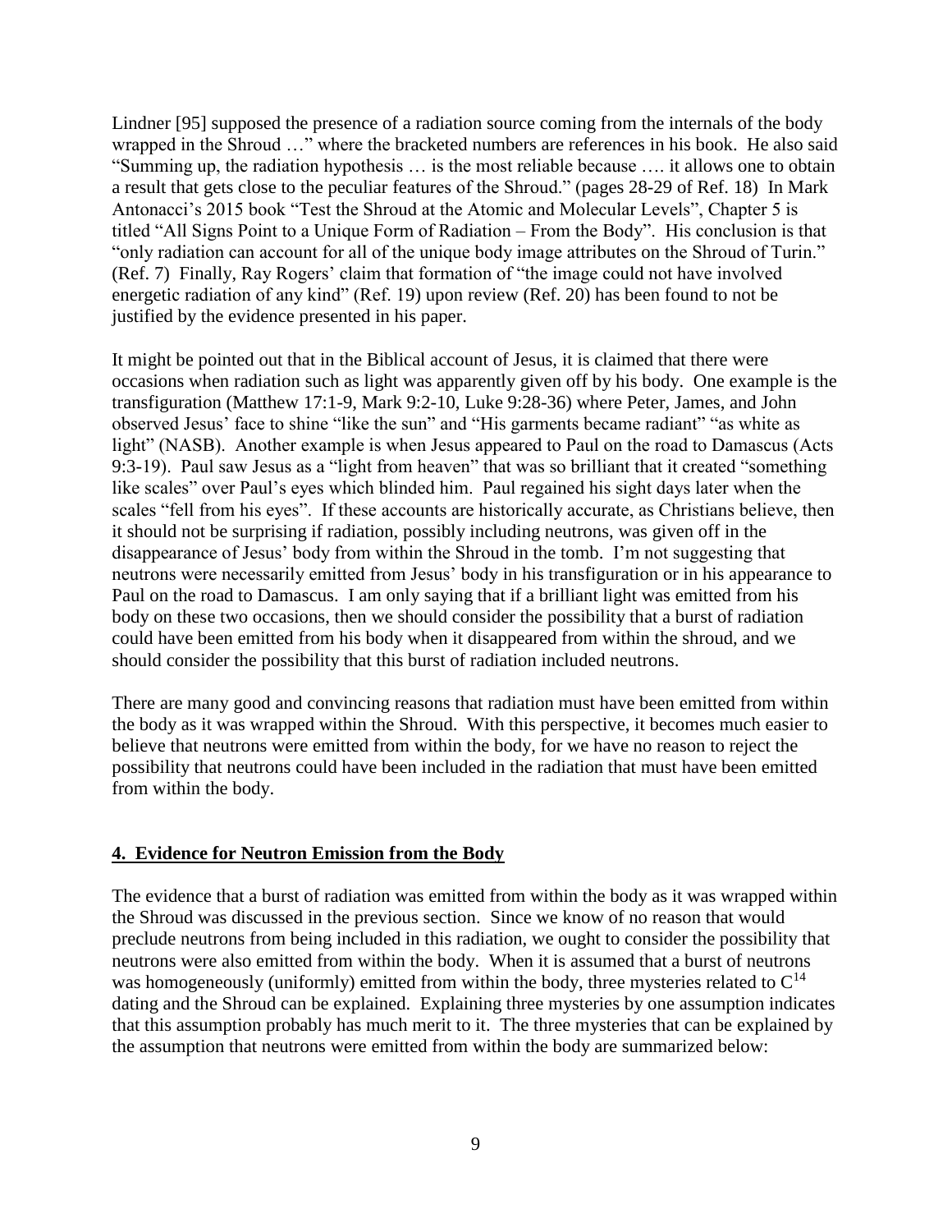Lindner [95] supposed the presence of a radiation source coming from the internals of the body wrapped in the Shroud …" where the bracketed numbers are references in his book. He also said "Summing up, the radiation hypothesis … is the most reliable because …. it allows one to obtain a result that gets close to the peculiar features of the Shroud." (pages 28-29 of Ref. 18) In Mark Antonacci's 2015 book "Test the Shroud at the Atomic and Molecular Levels", Chapter 5 is titled "All Signs Point to a Unique Form of Radiation – From the Body". His conclusion is that "only radiation can account for all of the unique body image attributes on the Shroud of Turin." (Ref. 7) Finally, Ray Rogers' claim that formation of "the image could not have involved energetic radiation of any kind" (Ref. 19) upon review (Ref. 20) has been found to not be justified by the evidence presented in his paper.

It might be pointed out that in the Biblical account of Jesus, it is claimed that there were occasions when radiation such as light was apparently given off by his body. One example is the transfiguration (Matthew 17:1-9, Mark 9:2-10, Luke 9:28-36) where Peter, James, and John observed Jesus' face to shine "like the sun" and "His garments became radiant" "as white as light" (NASB). Another example is when Jesus appeared to Paul on the road to Damascus (Acts 9:3-19). Paul saw Jesus as a "light from heaven" that was so brilliant that it created "something like scales" over Paul's eyes which blinded him. Paul regained his sight days later when the scales "fell from his eyes". If these accounts are historically accurate, as Christians believe, then it should not be surprising if radiation, possibly including neutrons, was given off in the disappearance of Jesus' body from within the Shroud in the tomb. I'm not suggesting that neutrons were necessarily emitted from Jesus' body in his transfiguration or in his appearance to Paul on the road to Damascus. I am only saying that if a brilliant light was emitted from his body on these two occasions, then we should consider the possibility that a burst of radiation could have been emitted from his body when it disappeared from within the shroud, and we should consider the possibility that this burst of radiation included neutrons.

There are many good and convincing reasons that radiation must have been emitted from within the body as it was wrapped within the Shroud. With this perspective, it becomes much easier to believe that neutrons were emitted from within the body, for we have no reason to reject the possibility that neutrons could have been included in the radiation that must have been emitted from within the body.

## 4. Evidence for Neutron Emission from the Body

The evidence that a burst of radiation was emitted from within the body as it was wrapped within the Shroud was discussed in the previous section. Since we know of no reason that would preclude neutrons from being included in this radiation, we ought to consider the possibility that neutrons were also emitted from within the body. When it is assumed that a burst of neutrons was homogeneously (uniformly) emitted from within the body, three mysteries related to $C^{14}$ dating and the Shroud can be explained. Explaining three mysteries by one assumption indicates that this assumption probably has much merit to it. The three mysteries that can be explained by the assumption that neutrons were emitted from within the body are summarized below: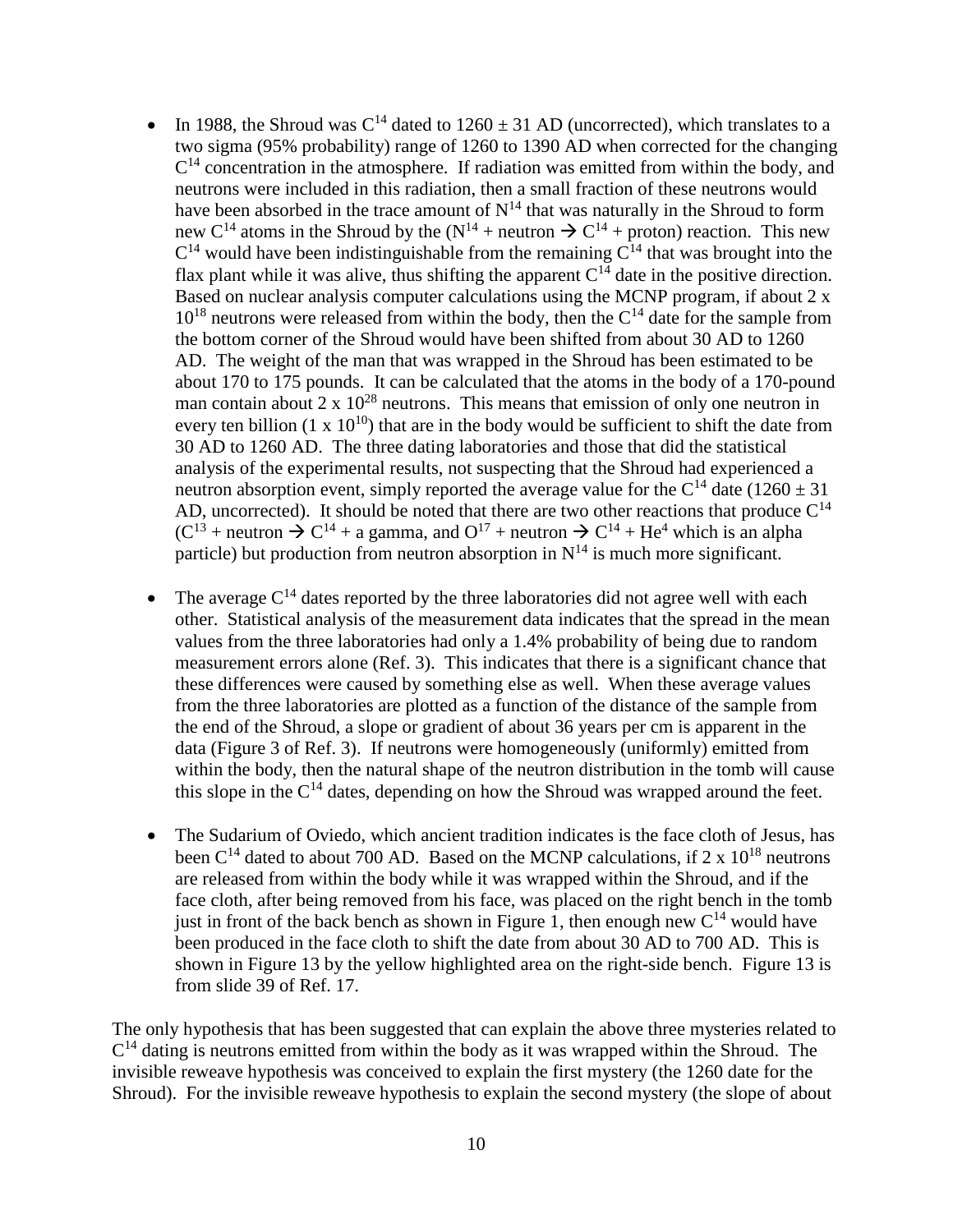- In 1988, the Shroud was $C^{14}$ dated to $1260 \pm 31$ AD (uncorrected), which translates to a two sigma (95% probability) range of 1260 to 1390 AD when corrected for the changing $C^{14}$ concentration in the atmosphere. If radiation was emitted from within the body, and neutrons were included in this radiation, then a small fraction of these neutrons would have been absorbed in the trace amount of $N^{14}$ that was naturally in the Shroud to form new $C^{14}$ atoms in the Shroud by the ($N^{14}$ + neutron $\rightarrow$ $C^{14}$ + proton) reaction. This new $C^{14}$ would have been indistinguishable from the remaining $C^{14}$ that was brought into the flax plant while it was alive, thus shifting the apparent $C^{14}$ date in the positive direction. Based on nuclear analysis computer calculations using the MCNP program, if about $2 \times 10^{18}$ neutrons were released from within the body, then the $C^{14}$ date for the sample from the bottom corner of the Shroud would have been shifted from about 30 AD to 1260 AD. The weight of the man that was wrapped in the Shroud has been estimated to be about 170 to 175 pounds. It can be calculated that the atoms in the body of a 170-pound man contain about $2 \times 10^{28}$ neutrons. This means that emission of only one neutron in every ten billion ($1 \times 10^{10}$) that are in the body would be sufficient to shift the date from 30 AD to 1260 AD. The three dating laboratories and those that did the statistical analysis of the experimental results, not suspecting that the Shroud had experienced a neutron absorption event, simply reported the average value for the $C^{14}$ date ($1260 \pm 31$ AD, uncorrected). It should be noted that there are two other reactions that produce $C^{14}$ ($C^{13}$ + neutron $\rightarrow$ $C^{14}$ + a gamma, and $O^{17}$ + neutron $\rightarrow$ $C^{14}$ + $He^4$ which is an alpha particle) but production from neutron absorption in $N^{14}$ is much more significant.

- The average $C^{14}$ dates reported by the three laboratories did not agree well with each other. Statistical analysis of the measurement data indicates that the spread in the mean values from the three laboratories had only a 1.4% probability of being due to random measurement errors alone (Ref. 3). This indicates that there is a significant chance that these differences were caused by something else as well. When these average values from the three laboratories are plotted as a function of the distance of the sample from the end of the Shroud, a slope or gradient of about 36 years per cm is apparent in the data (Figure 3 of Ref. 3). If neutrons were homogeneously (uniformly) emitted from within the body, then the natural shape of the neutron distribution in the tomb will cause this slope in the $C^{14}$ dates, depending on how the Shroud was wrapped around the feet.

- The Sudarium of Oviedo, which ancient tradition indicates is the face cloth of Jesus, has been $C^{14}$ dated to about 700 AD. Based on the MCNP calculations, if $2 \times 10^{18}$ neutrons are released from within the body while it was wrapped within the Shroud, and if the face cloth, after being removed from his face, was placed on the right bench in the tomb just in front of the back bench as shown in Figure 1, then enough new $C^{14}$ would have been produced in the face cloth to shift the date from about 30 AD to 700 AD. This is shown in Figure 13 by the yellow highlighted area on the right-side bench. Figure 13 is from slide 39 of Ref. 17.

The only hypothesis that has been suggested that can explain the above three mysteries related to $C^{14}$ dating is neutrons emitted from within the body as it was wrapped within the Shroud. The invisible reweave hypothesis was conceived to explain the first mystery (the 1260 date for the Shroud). For the invisible reweave hypothesis to explain the second mystery (the slope of about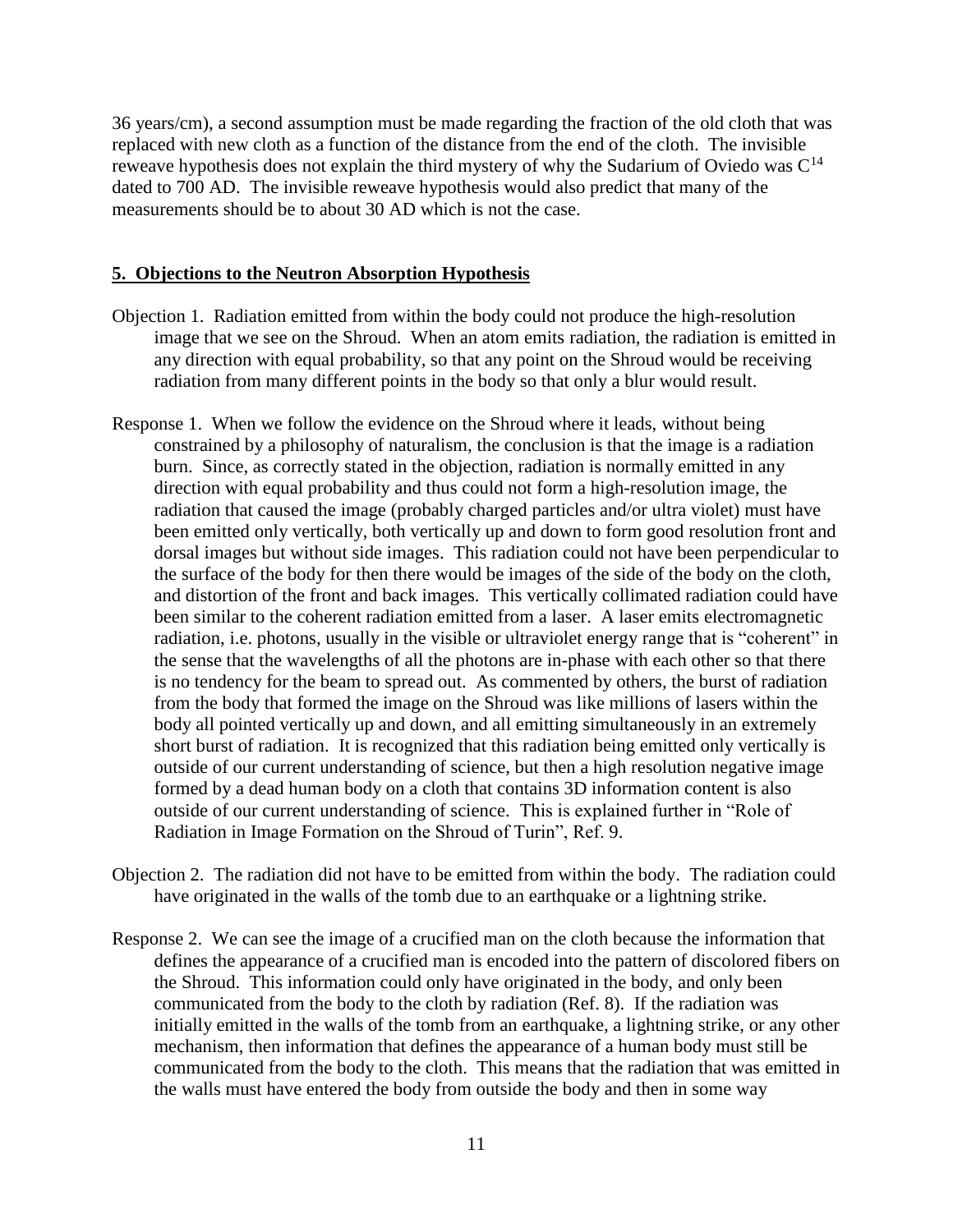36 years/cm), a second assumption must be made regarding the fraction of the old cloth that was replaced with new cloth as a function of the distance from the end of the cloth. The invisible reweave hypothesis does not explain the third mystery of why the Sudarium of Oviedo was $C^{14}$ dated to 700 AD. The invisible reweave hypothesis would also predict that many of the measurements should be to about 30 AD which is not the case.

## 5. Objections to the Neutron Absorption Hypothesis

Objection 1. Radiation emitted from within the body could not produce the high-resolution image that we see on the Shroud. When an atom emits radiation, the radiation is emitted in any direction with equal probability, so that any point on the Shroud would be receiving radiation from many different points in the body so that only a blur would result.

Response 1. When we follow the evidence on the Shroud where it leads, without being constrained by a philosophy of naturalism, the conclusion is that the image is a radiation burn. Since, as correctly stated in the objection, radiation is normally emitted in any direction with equal probability and thus could not form a high-resolution image, the radiation that caused the image (probably charged particles and/or ultra violet) must have been emitted only vertically, both vertically up and down to form good resolution front and dorsal images but without side images. This radiation could not have been perpendicular to the surface of the body for then there would be images of the side of the body on the cloth, and distortion of the front and back images. This vertically collimated radiation could have been similar to the coherent radiation emitted from a laser. A laser emits electromagnetic radiation, i.e. photons, usually in the visible or ultraviolet energy range that is "coherent" in the sense that the wavelengths of all the photons are in-phase with each other so that there is no tendency for the beam to spread out. As commented by others, the burst of radiation from the body that formed the image on the Shroud was like millions of lasers within the body all pointed vertically up and down, and all emitting simultaneously in an extremely short burst of radiation. It is recognized that this radiation being emitted only vertically is outside of our current understanding of science, but then a high resolution negative image formed by a dead human body on a cloth that contains 3D information content is also outside of our current understanding of science. This is explained further in "Role of Radiation in Image Formation on the Shroud of Turin", Ref. 9.

Objection 2. The radiation did not have to be emitted from within the body. The radiation could have originated in the walls of the tomb due to an earthquake or a lightning strike.

Response 2. We can see the image of a crucified man on the cloth because the information that defines the appearance of a crucified man is encoded into the pattern of discolored fibers on the Shroud. This information could only have originated in the body, and only been communicated from the body to the cloth by radiation (Ref. 8). If the radiation was initially emitted in the walls of the tomb from an earthquake, a lightning strike, or any other mechanism, then information that defines the appearance of a human body must still be communicated from the body to the cloth. This means that the radiation that was emitted in the walls must have entered the body from outside the body and then in some way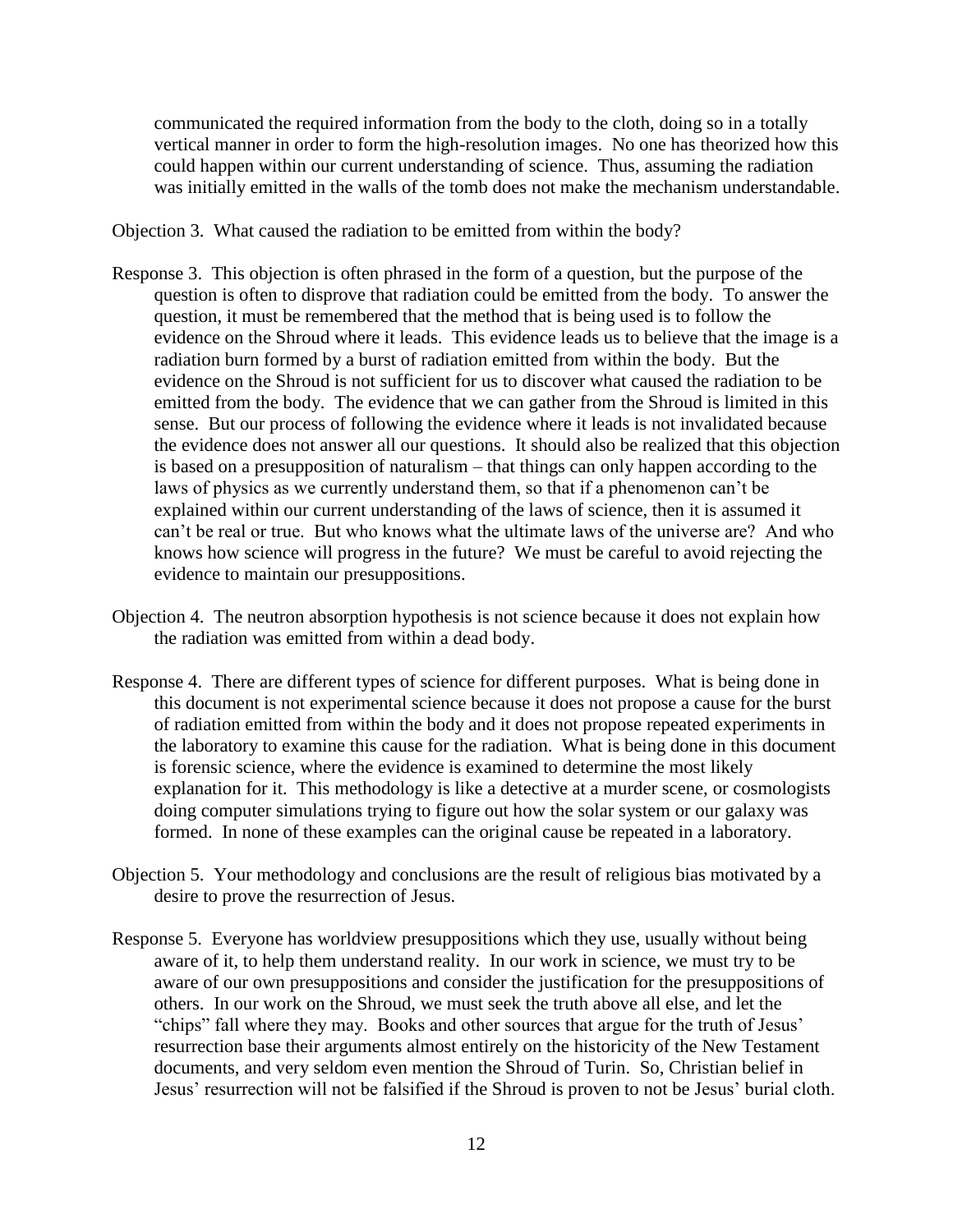communicated the required information from the body to the cloth, doing so in a totally vertical manner in order to form the high-resolution images. No one has theorized how this could happen within our current understanding of science. Thus, assuming the radiation was initially emitted in the walls of the tomb does not make the mechanism understandable.

Objection 3. What caused the radiation to be emitted from within the body?

Response 3. This objection is often phrased in the form of a question, but the purpose of the question is often to disprove that radiation could be emitted from the body. To answer the question, it must be remembered that the method that is being used is to follow the evidence on the Shroud where it leads. This evidence leads us to believe that the image is a radiation burn formed by a burst of radiation emitted from within the body. But the evidence on the Shroud is not sufficient for us to discover what caused the radiation to be emitted from the body. The evidence that we can gather from the Shroud is limited in this sense. But our process of following the evidence where it leads is not invalidated because the evidence does not answer all our questions. It should also be realized that this objection is based on a presupposition of naturalism – that things can only happen according to the laws of physics as we currently understand them, so that if a phenomenon can't be explained within our current understanding of the laws of science, then it is assumed it can't be real or true. But who knows what the ultimate laws of the universe are? And who knows how science will progress in the future? We must be careful to avoid rejecting the evidence to maintain our presuppositions.

Objection 4. The neutron absorption hypothesis is not science because it does not explain how the radiation was emitted from within a dead body.

Response 4. There are different types of science for different purposes. What is being done in this document is not experimental science because it does not propose a cause for the burst of radiation emitted from within the body and it does not propose repeated experiments in the laboratory to examine this cause for the radiation. What is being done in this document is forensic science, where the evidence is examined to determine the most likely explanation for it. This methodology is like a detective at a murder scene, or cosmologists doing computer simulations trying to figure out how the solar system or our galaxy was formed. In none of these examples can the original cause be repeated in a laboratory.

Objection 5. Your methodology and conclusions are the result of religious bias motivated by a desire to prove the resurrection of Jesus.

Response 5. Everyone has worldview presuppositions which they use, usually without being aware of it, to help them understand reality. In our work in science, we must try to be aware of our own presuppositions and consider the justification for the presuppositions of others. In our work on the Shroud, we must seek the truth above all else, and let the "chips" fall where they may. Books and other sources that argue for the truth of Jesus' resurrection base their arguments almost entirely on the historicity of the New Testament documents, and very seldom even mention the Shroud of Turin. So, Christian belief in Jesus' resurrection will not be falsified if the Shroud is proven to not be Jesus' burial cloth.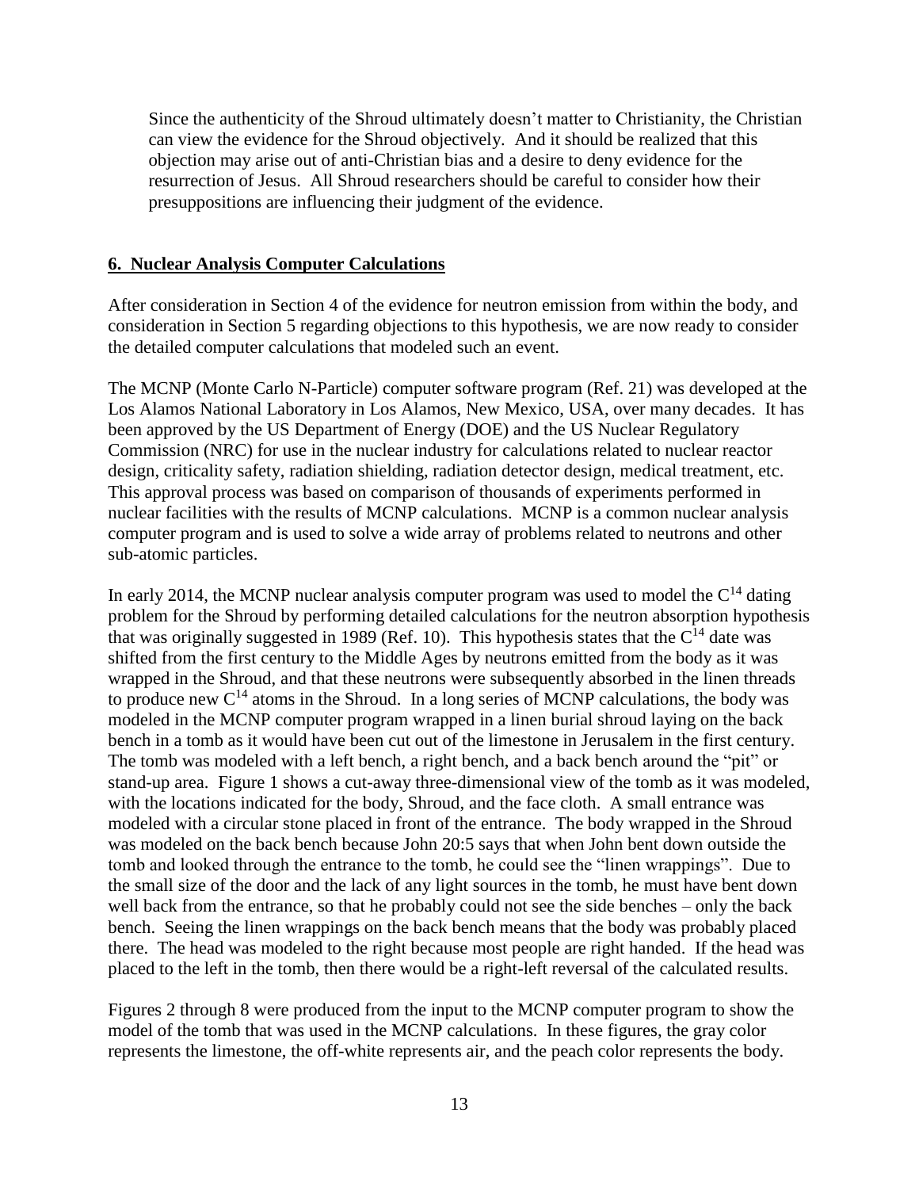Since the authenticity of the Shroud ultimately doesn't matter to Christianity, the Christian can view the evidence for the Shroud objectively. And it should be realized that this objection may arise out of anti-Christian bias and a desire to deny evidence for the resurrection of Jesus. All Shroud researchers should be careful to consider how their presuppositions are influencing their judgment of the evidence.

## 6. Nuclear Analysis Computer Calculations

After consideration in Section 4 of the evidence for neutron emission from within the body, and consideration in Section 5 regarding objections to this hypothesis, we are now ready to consider the detailed computer calculations that modeled such an event.

The MCNP (Monte Carlo N-Particle) computer software program (Ref. 21) was developed at the Los Alamos National Laboratory in Los Alamos, New Mexico, USA, over many decades. It has been approved by the US Department of Energy (DOE) and the US Nuclear Regulatory Commission (NRC) for use in the nuclear industry for calculations related to nuclear reactor design, criticality safety, radiation shielding, radiation detector design, medical treatment, etc. This approval process was based on comparison of thousands of experiments performed in nuclear facilities with the results of MCNP calculations. MCNP is a common nuclear analysis computer program and is used to solve a wide array of problems related to neutrons and other sub-atomic particles.

In early 2014, the MCNP nuclear analysis computer program was used to model the $C^{14}$ dating problem for the Shroud by performing detailed calculations for the neutron absorption hypothesis that was originally suggested in 1989 (Ref. 10). This hypothesis states that the $C^{14}$ date was shifted from the first century to the Middle Ages by neutrons emitted from the body as it was wrapped in the Shroud, and that these neutrons were subsequently absorbed in the linen threads to produce new $C^{14}$ atoms in the Shroud. In a long series of MCNP calculations, the body was modeled in the MCNP computer program wrapped in a linen burial shroud laying on the back bench in a tomb as it would have been cut out of the limestone in Jerusalem in the first century. The tomb was modeled with a left bench, a right bench, and a back bench around the "pit" or stand-up area. Figure 1 shows a cut-away three-dimensional view of the tomb as it was modeled, with the locations indicated for the body, Shroud, and the face cloth. A small entrance was modeled with a circular stone placed in front of the entrance. The body wrapped in the Shroud was modeled on the back bench because John 20:5 says that when John bent down outside the tomb and looked through the entrance to the tomb, he could see the "linen wrappings". Due to the small size of the door and the lack of any light sources in the tomb, he must have bent down well back from the entrance, so that he probably could not see the side benches – only the back bench. Seeing the linen wrappings on the back bench means that the body was probably placed there. The head was modeled to the right because most people are right handed. If the head was placed to the left in the tomb, then there would be a right-left reversal of the calculated results.

Figures 2 through 8 were produced from the input to the MCNP computer program to show the model of the tomb that was used in the MCNP calculations. In these figures, the gray color represents the limestone, the off-white represents air, and the peach color represents the body.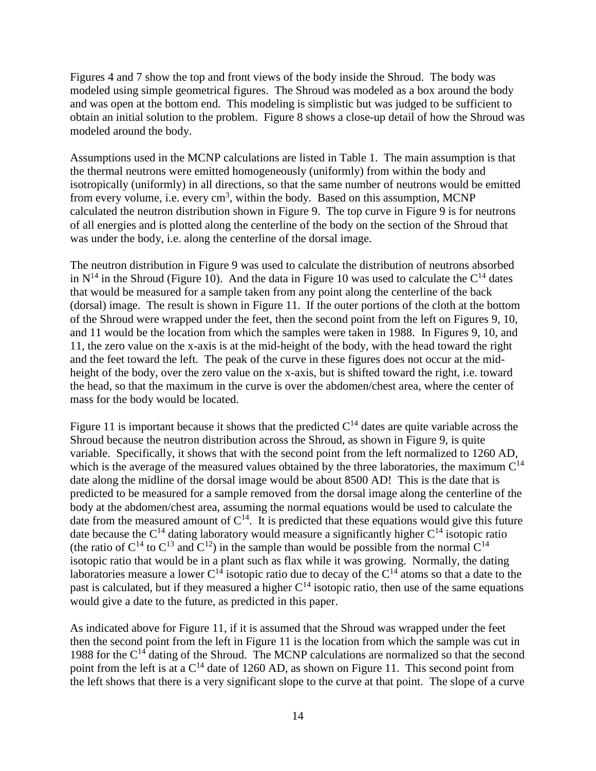Figures 4 and 7 show the top and front views of the body inside the Shroud. The body was modeled using simple geometrical figures. The Shroud was modeled as a box around the body and was open at the bottom end. This modeling is simplistic but was judged to be sufficient to obtain an initial solution to the problem. Figure 8 shows a close-up detail of how the Shroud was modeled around the body.

Assumptions used in the MCNP calculations are listed in Table 1. The main assumption is that the thermal neutrons were emitted homogeneously (uniformly) from within the body and isotropically (uniformly) in all directions, so that the same number of neutrons would be emitted from every volume, i.e. every $cm^3$, within the body. Based on this assumption, MCNP calculated the neutron distribution shown in Figure 9. The top curve in Figure 9 is for neutrons of all energies and is plotted along the centerline of the body on the section of the Shroud that was under the body, i.e. along the centerline of the dorsal image.

The neutron distribution in Figure 9 was used to calculate the distribution of neutrons absorbed in $N^{14}$ in the Shroud (Figure 10). And the data in Figure 10 was used to calculate the $C^{14}$ dates that would be measured for a sample taken from any point along the centerline of the back (dorsal) image. The result is shown in Figure 11. If the outer portions of the cloth at the bottom of the Shroud were wrapped under the feet, then the second point from the left on Figures 9, 10, and 11 would be the location from which the samples were taken in 1988. In Figures 9, 10, and 11, the zero value on the x-axis is at the mid-height of the body, with the head toward the right and the feet toward the left. The peak of the curve in these figures does not occur at the mid-height of the body, over the zero value on the x-axis, but is shifted toward the right, i.e. toward the head, so that the maximum in the curve is over the abdomen/chest area, where the center of mass for the body would be located.

Figure 11 is important because it shows that the predicted $C^{14}$ dates are quite variable across the Shroud because the neutron distribution across the Shroud, as shown in Figure 9, is quite variable. Specifically, it shows that with the second point from the left normalized to 1260 AD, which is the average of the measured values obtained by the three laboratories, the maximum $C^{14}$ date along the midline of the dorsal image would be about 8500 AD! This is the date that is predicted to be measured for a sample removed from the dorsal image along the centerline of the body at the abdomen/chest area, assuming the normal equations would be used to calculate the date from the measured amount of $C^{14}$. It is predicted that these equations would give this future date because the $C^{14}$ dating laboratory would measure a significantly higher $C^{14}$ isotopic ratio (the ratio of $C^{14}$ to $C^{13}$ and $C^{12}$) in the sample than would be possible from the normal $C^{14}$ isotopic ratio that would be in a plant such as flax while it was growing. Normally, the dating laboratories measure a lower $C^{14}$ isotopic ratio due to decay of the $C^{14}$ atoms so that a date to the past is calculated, but if they measured a higher $C^{14}$ isotopic ratio, then use of the same equations would give a date to the future, as predicted in this paper.

As indicated above for Figure 11, if it is assumed that the Shroud was wrapped under the feet then the second point from the left in Figure 11 is the location from which the sample was cut in 1988 for the $C^{14}$ dating of the Shroud. The MCNP calculations are normalized so that the second point from the left is at a $C^{14}$ date of 1260 AD, as shown on Figure 11. This second point from the left shows that there is a very significant slope to the curve at that point. The slope of a curve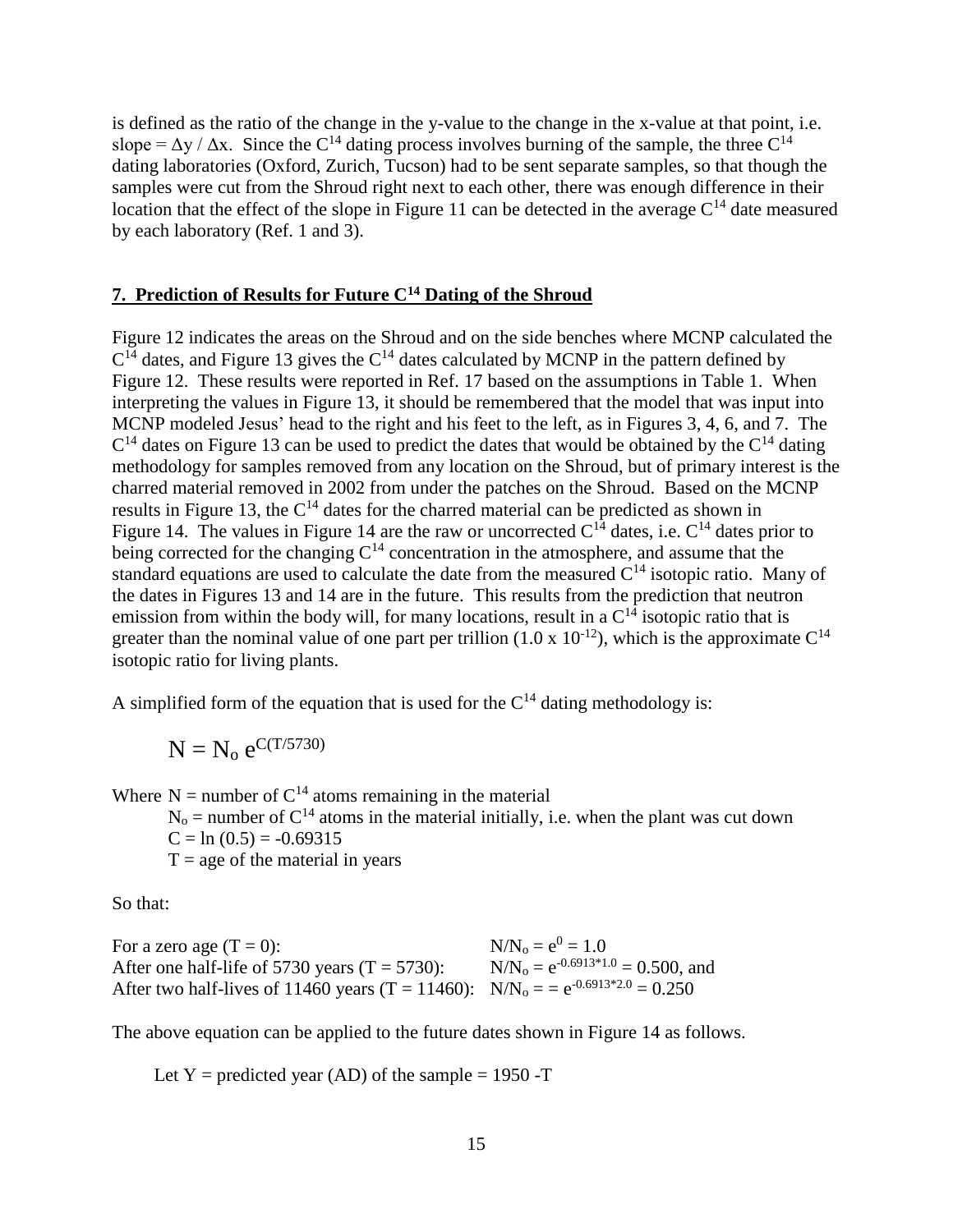is defined as the ratio of the change in the y-value to the change in the x-value at that point, i.e. slope = $\Delta y$ / $\Delta x$. Since the $C^{14}$ dating process involves burning of the sample, the three $C^{14}$ dating laboratories (Oxford, Zurich, Tucson) had to be sent separate samples, so that though the samples were cut from the Shroud right next to each other, there was enough difference in their location that the effect of the slope in Figure 11 can be detected in the average $C^{14}$ date measured by each laboratory (Ref. 1 and 3).

## 7. Prediction of Results for Future $C^{14}$ Dating of the Shroud

Figure 12 indicates the areas on the Shroud and on the side benches where MCNP calculated the $C^{14}$ dates, and Figure 13 gives the $C^{14}$ dates calculated by MCNP in the pattern defined by Figure 12. These results were reported in Ref. 17 based on the assumptions in Table 1. When interpreting the values in Figure 13, it should be remembered that the model that was input into MCNP modeled Jesus' head to the right and his feet to the left, as in Figures 3, 4, 6, and 7. The $C^{14}$ dates on Figure 13 can be used to predict the dates that would be obtained by the $C^{14}$ dating methodology for samples removed from any location on the Shroud, but of primary interest is the charred material removed in 2002 from under the patches on the Shroud. Based on the MCNP results in Figure 13, the $C^{14}$ dates for the charred material can be predicted as shown in Figure 14. The values in Figure 14 are the raw or uncorrected $C^{14}$ dates, i.e. $C^{14}$ dates prior to being corrected for the changing $C^{14}$ concentration in the atmosphere, and assume that the standard equations are used to calculate the date from the measured $C^{14}$ isotopic ratio. Many of the dates in Figures 13 and 14 are in the future. This results from the prediction that neutron emission from within the body will, for many locations, result in a $C^{14}$ isotopic ratio that is greater than the nominal value of one part per trillion ($1.0 \times 10^{-12}$), which is the approximate $C^{14}$ isotopic ratio for living plants.

A simplified form of the equation that is used for the $C^{14}$ dating methodology is:

$$N = N_o \, e^{C(T/5730)}$$

Where $N$ = number of $C^{14}$ atoms remaining in the material
$N_o$ = number of $C^{14}$ atoms in the material initially, i.e. when the plant was cut down
$C = \ln(0.5) = -0.69315$
$T$ = age of the material in years

So that:

For a zero age ($T = 0$): $N/N_o = e^{0} = 1.0$
After one half-life of 5730 years ($T = 5730$): $N/N_o = e^{-0.6913*1.0} = 0.500$, and
After two half-lives of 11460 years ($T = 11460$): $N/N_o = = e^{-0.6913*2.0} = 0.250$

The above equation can be applied to the future dates shown in Figure 14 as follows.

Let $Y$ = predicted year (AD) of the sample = $1950 - T$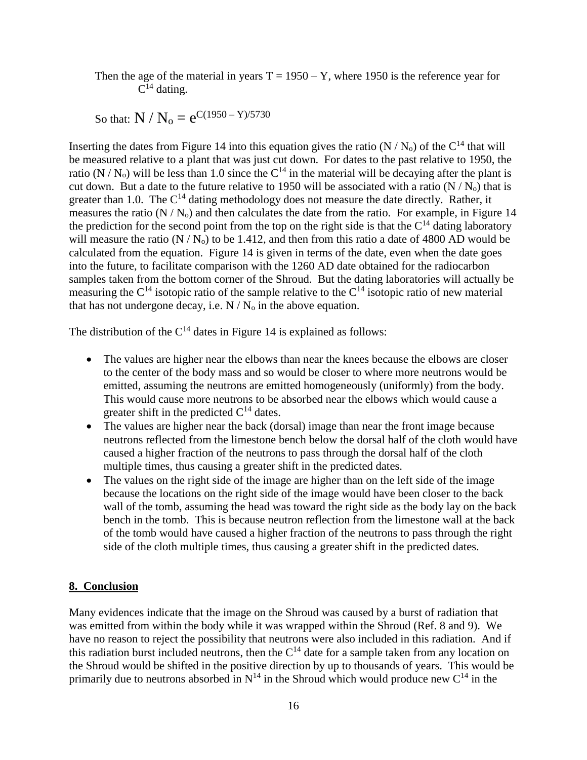Then the age of the material in years $T = 1950 - Y$, where 1950 is the reference year for $C^{14}$ dating.

So that: $N / N_o = e^{C(1950 - Y)/5730}$

Inserting the dates from Figure 14 into this equation gives the ratio ($N / N_o$) of the $C^{14}$ that will be measured relative to a plant that was just cut down. For dates to the past relative to 1950, the ratio ($N / N_o$) will be less than 1.0 since the $C^{14}$ in the material will be decaying after the plant is cut down. But a date to the future relative to 1950 will be associated with a ratio ($N / N_o$) that is greater than 1.0. The $C^{14}$ dating methodology does not measure the date directly. Rather, it measures the ratio ($N / N_o$) and then calculates the date from the ratio. For example, in Figure 14 the prediction for the second point from the top on the right side is that the $C^{14}$ dating laboratory will measure the ratio ($N / N_o$) to be 1.412, and then from this ratio a date of 4800 AD would be calculated from the equation. Figure 14 is given in terms of the date, even when the date goes into the future, to facilitate comparison with the 1260 AD date obtained for the radiocarbon samples taken from the bottom corner of the Shroud. But the dating laboratories will actually be measuring the $C^{14}$ isotopic ratio of the sample relative to the $C^{14}$ isotopic ratio of new material that has not undergone decay, i.e. $N / N_o$ in the above equation.

The distribution of the $C^{14}$ dates in Figure 14 is explained as follows:

- The values are higher near the elbows than near the knees because the elbows are closer to the center of the body mass and so would be closer to where more neutrons would be emitted, assuming the neutrons are emitted homogeneously (uniformly) from the body. This would cause more neutrons to be absorbed near the elbows which would cause a greater shift in the predicted $C^{14}$ dates.
- The values are higher near the back (dorsal) image than near the front image because neutrons reflected from the limestone bench below the dorsal half of the cloth would have caused a higher fraction of the neutrons to pass through the dorsal half of the cloth multiple times, thus causing a greater shift in the predicted dates.
- The values on the right side of the image are higher than on the left side of the image because the locations on the right side of the image would have been closer to the back wall of the tomb, assuming the head was toward the right side as the body lay on the back bench in the tomb. This is because neutron reflection from the limestone wall at the back of the tomb would have caused a higher fraction of the neutrons to pass through the right side of the cloth multiple times, thus causing a greater shift in the predicted dates.

## 8. Conclusion

Many evidences indicate that the image on the Shroud was caused by a burst of radiation that was emitted from within the body while it was wrapped within the Shroud (Ref. 8 and 9). We have no reason to reject the possibility that neutrons were also included in this radiation. And if this radiation burst included neutrons, then the $C^{14}$ date for a sample taken from any location on the Shroud would be shifted in the positive direction by up to thousands of years. This would be primarily due to neutrons absorbed in $N^{14}$ in the Shroud which would produce new $C^{14}$ in the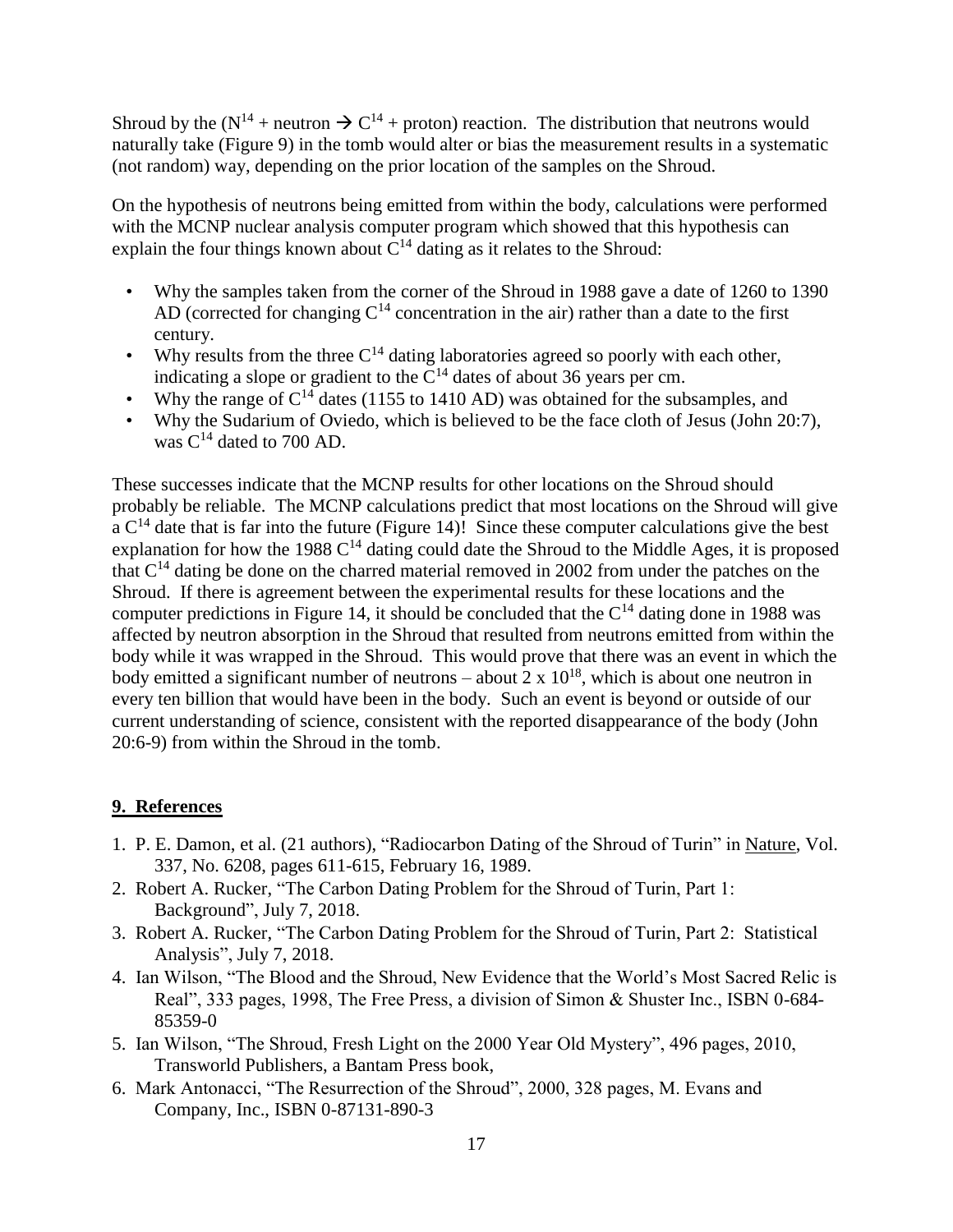Shroud by the ($N^{14}$ + neutron $\rightarrow$ $C^{14}$ + proton) reaction. The distribution that neutrons would naturally take (Figure 9) in the tomb would alter or bias the measurement results in a systematic (not random) way, depending on the prior location of the samples on the Shroud.

On the hypothesis of neutrons being emitted from within the body, calculations were performed with the MCNP nuclear analysis computer program which showed that this hypothesis can explain the four things known about $C^{14}$ dating as it relates to the Shroud:

- Why the samples taken from the corner of the Shroud in 1988 gave a date of 1260 to 1390 AD (corrected for changing $C^{14}$ concentration in the air) rather than a date to the first century.
- Why results from the three $C^{14}$ dating laboratories agreed so poorly with each other, indicating a slope or gradient to the $C^{14}$ dates of about 36 years per cm.
- Why the range of $C^{14}$ dates (1155 to 1410 AD) was obtained for the subsamples, and
- Why the Sudarium of Oviedo, which is believed to be the face cloth of Jesus (John 20:7), was $C^{14}$ dated to 700 AD.

These successes indicate that the MCNP results for other locations on the Shroud should probably be reliable. The MCNP calculations predict that most locations on the Shroud will give a $C^{14}$ date that is far into the future (Figure 14)! Since these computer calculations give the best explanation for how the 1988 $C^{14}$ dating could date the Shroud to the Middle Ages, it is proposed that $C^{14}$ dating be done on the charred material removed in 2002 from under the patches on the Shroud. If there is agreement between the experimental results for these locations and the computer predictions in Figure 14, it should be concluded that the $C^{14}$ dating done in 1988 was affected by neutron absorption in the Shroud that resulted from neutrons emitted from within the body while it was wrapped in the Shroud. This would prove that there was an event in which the body emitted a significant number of neutrons – about $2 \times 10^{18}$, which is about one neutron in every ten billion that would have been in the body. Such an event is beyond or outside of our current understanding of science, consistent with the reported disappearance of the body (John 20:6-9) from within the Shroud in the tomb.

## 9. References

1. P. E. Damon, et al. (21 authors), "Radiocarbon Dating of the Shroud of Turin" in Nature, Vol. 337, No. 6208, pages 611-615, February 16, 1989.
2. Robert A. Rucker, "The Carbon Dating Problem for the Shroud of Turin, Part 1: Background", July 7, 2018.
3. Robert A. Rucker, "The Carbon Dating Problem for the Shroud of Turin, Part 2: Statistical Analysis", July 7, 2018.
4. Ian Wilson, "The Blood and the Shroud, New Evidence that the World's Most Sacred Relic is Real", 333 pages, 1998, The Free Press, a division of Simon & Shuster Inc., ISBN 0-684-85359-0
5. Ian Wilson, "The Shroud, Fresh Light on the 2000 Year Old Mystery", 496 pages, 2010, Transworld Publishers, a Bantam Press book,
6. Mark Antonacci, "The Resurrection of the Shroud", 2000, 328 pages, M. Evans and Company, Inc., ISBN 0-87131-890-3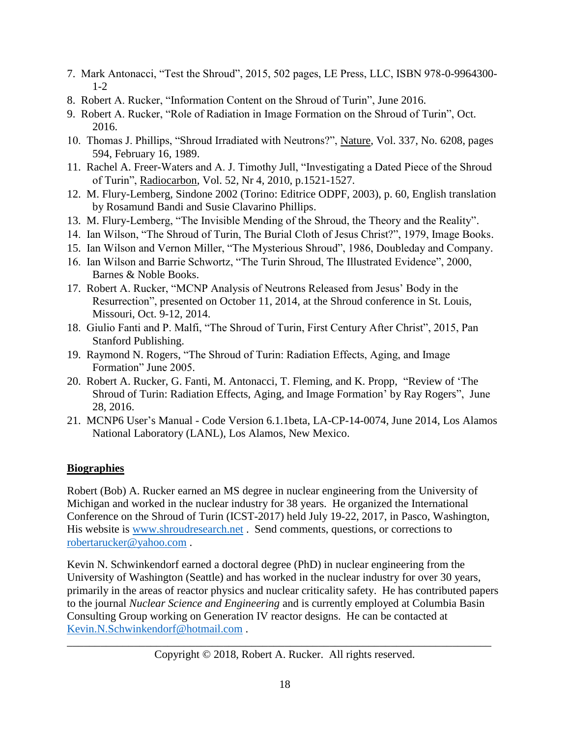7. Mark Antonacci, "Test the Shroud", 2015, 502 pages, LE Press, LLC, ISBN 978-0-9964300-1-2
8. Robert A. Rucker, "Information Content on the Shroud of Turin", June 2016.
9. Robert A. Rucker, "Role of Radiation in Image Formation on the Shroud of Turin", Oct. 2016.
10. Thomas J. Phillips, "Shroud Irradiated with Neutrons?", Nature, Vol. 337, No. 6208, pages 594, February 16, 1989.
11. Rachel A. Freer-Waters and A. J. Timothy Jull, "Investigating a Dated Piece of the Shroud of Turin", Radiocarbon, Vol. 52, Nr 4, 2010, p.1521-1527.
12. M. Flury-Lemberg, Sindone 2002 (Torino: Editrice ODPF, 2003), p. 60, English translation by Rosamund Bandi and Susie Clavarino Phillips.
13. M. Flury-Lemberg, "The Invisible Mending of the Shroud, the Theory and the Reality".
14. Ian Wilson, "The Shroud of Turin, The Burial Cloth of Jesus Christ?", 1979, Image Books.
15. Ian Wilson and Vernon Miller, "The Mysterious Shroud", 1986, Doubleday and Company.
16. Ian Wilson and Barrie Schwortz, "The Turin Shroud, The Illustrated Evidence", 2000, Barnes & Noble Books.
17. Robert A. Rucker, "MCNP Analysis of Neutrons Released from Jesus' Body in the Resurrection", presented on October 11, 2014, at the Shroud conference in St. Louis, Missouri, Oct. 9-12, 2014.
18. Giulio Fanti and P. Malfi, "The Shroud of Turin, First Century After Christ", 2015, Pan Stanford Publishing.
19. Raymond N. Rogers, "The Shroud of Turin: Radiation Effects, Aging, and Image Formation" June 2005.
20. Robert A. Rucker, G. Fanti, M. Antonacci, T. Fleming, and K. Propp, "Review of 'The Shroud of Turin: Radiation Effects, Aging, and Image Formation' by Ray Rogers", June 28, 2016.
21. MCNP6 User's Manual - Code Version 6.1.1beta, LA-CP-14-0074, June 2014, Los Alamos National Laboratory (LANL), Los Alamos, New Mexico.

## Biographies

Robert (Bob) A. Rucker earned an MS degree in nuclear engineering from the University of Michigan and worked in the nuclear industry for 38 years. He organized the International Conference on the Shroud of Turin (ICST-2017) held July 19-22, 2017, in Pasco, Washington, His website is www.shroudresearch.net . Send comments, questions, or corrections to robertarucker@yahoo.com .

Kevin N. Schwinkendorf earned a doctoral degree (PhD) in nuclear engineering from the University of Washington (Seattle) and has worked in the nuclear industry for over 30 years, primarily in the areas of reactor physics and nuclear criticality safety. He has contributed papers to the journal *Nuclear Science and Engineering* and is currently employed at Columbia Basin Consulting Group working on Generation IV reactor designs. He can be contacted at Kevin.N.Schwinkendorf@hotmail.com .

Copyright © 2018, Robert A. Rucker. All rights reserved.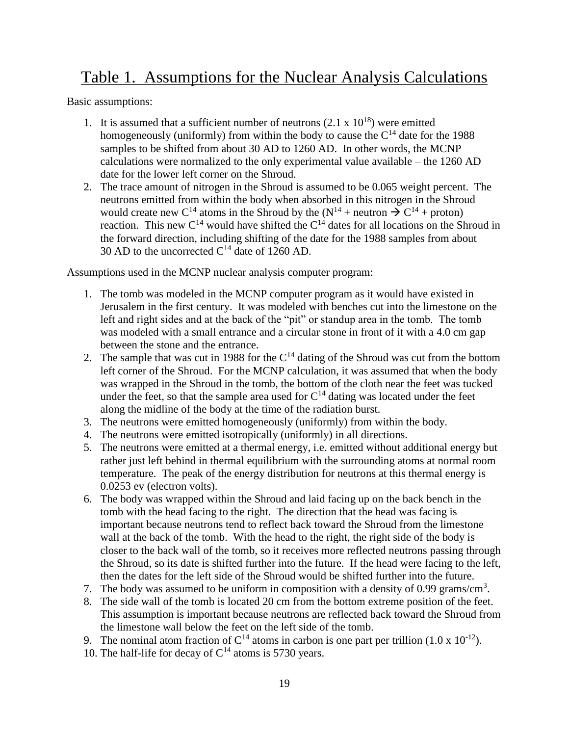# Table 1. Assumptions for the Nuclear Analysis Calculations

Basic assumptions:

1. It is assumed that a sufficient number of neutrons ($2.1 \times 10^{18}$) were emitted homogeneously (uniformly) from within the body to cause the $C^{14}$ date for the 1988 samples to be shifted from about 30 AD to 1260 AD. In other words, the MCNP calculations were normalized to the only experimental value available – the 1260 AD date for the lower left corner on the Shroud.
2. The trace amount of nitrogen in the Shroud is assumed to be 0.065 weight percent. The neutrons emitted from within the body when absorbed in this nitrogen in the Shroud would create new $C^{14}$ atoms in the Shroud by the ($N^{14}$ + neutron $\rightarrow$ $C^{14}$ + proton) reaction. This new $C^{14}$ would have shifted the $C^{14}$ dates for all locations on the Shroud in the forward direction, including shifting of the date for the 1988 samples from about 30 AD to the uncorrected $C^{14}$ date of 1260 AD.

Assumptions used in the MCNP nuclear analysis computer program:

1. The tomb was modeled in the MCNP computer program as it would have existed in Jerusalem in the first century. It was modeled with benches cut into the limestone on the left and right sides and at the back of the "pit" or standup area in the tomb. The tomb was modeled with a small entrance and a circular stone in front of it with a 4.0 cm gap between the stone and the entrance.
2. The sample that was cut in 1988 for the $C^{14}$ dating of the Shroud was cut from the bottom left corner of the Shroud. For the MCNP calculation, it was assumed that when the body was wrapped in the Shroud in the tomb, the bottom of the cloth near the feet was tucked under the feet, so that the sample area used for $C^{14}$ dating was located under the feet along the midline of the body at the time of the radiation burst.
3. The neutrons were emitted homogeneously (uniformly) from within the body.
4. The neutrons were emitted isotropically (uniformly) in all directions.
5. The neutrons were emitted at a thermal energy, i.e. emitted without additional energy but rather just left behind in thermal equilibrium with the surrounding atoms at normal room temperature. The peak of the energy distribution for neutrons at this thermal energy is 0.0253 ev (electron volts).
6. The body was wrapped within the Shroud and laid facing up on the back bench in the tomb with the head facing to the right. The direction that the head was facing is important because neutrons tend to reflect back toward the Shroud from the limestone wall at the back of the tomb. With the head to the right, the right side of the body is closer to the back wall of the tomb, so it receives more reflected neutrons passing through the Shroud, so its date is shifted further into the future. If the head were facing to the left, then the dates for the left side of the Shroud would be shifted further into the future.
7. The body was assumed to be uniform in composition with a density of 0.99 grams/cm$^3$.
8. The side wall of the tomb is located 20 cm from the bottom extreme position of the feet. This assumption is important because neutrons are reflected back toward the Shroud from the limestone wall below the feet on the left side of the tomb.
9. The nominal atom fraction of $C^{14}$ atoms in carbon is one part per trillion ($1.0 \times 10^{-12}$).
10. The half-life for decay of $C^{14}$ atoms is 5730 years.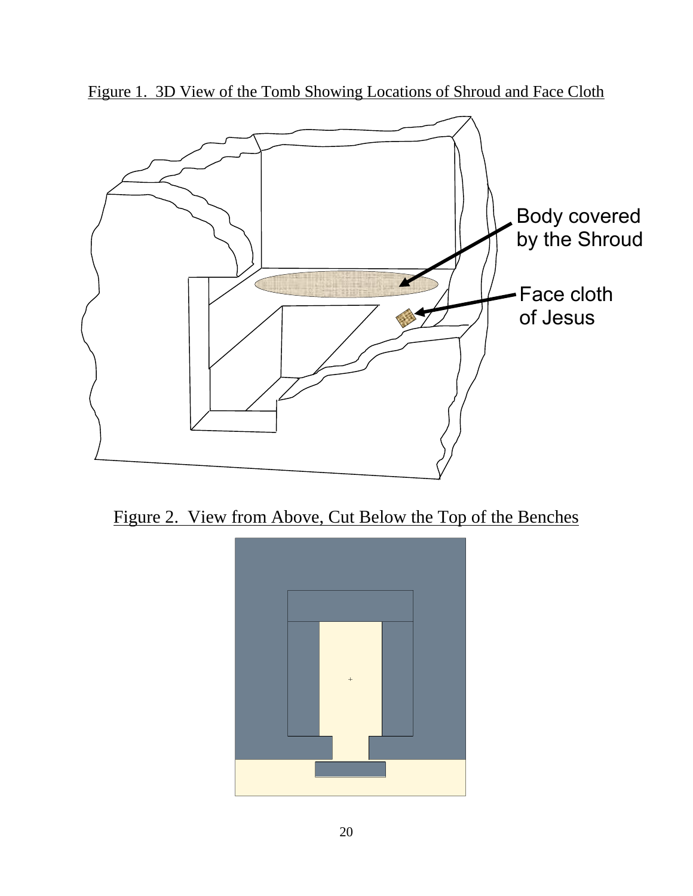Figure 1. 3D View of the Tomb Showing Locations of Shroud and Face Cloth

Body covered by the Shroud

Face cloth of Jesus

Figure 2. View from Above, Cut Below the Top of the Benches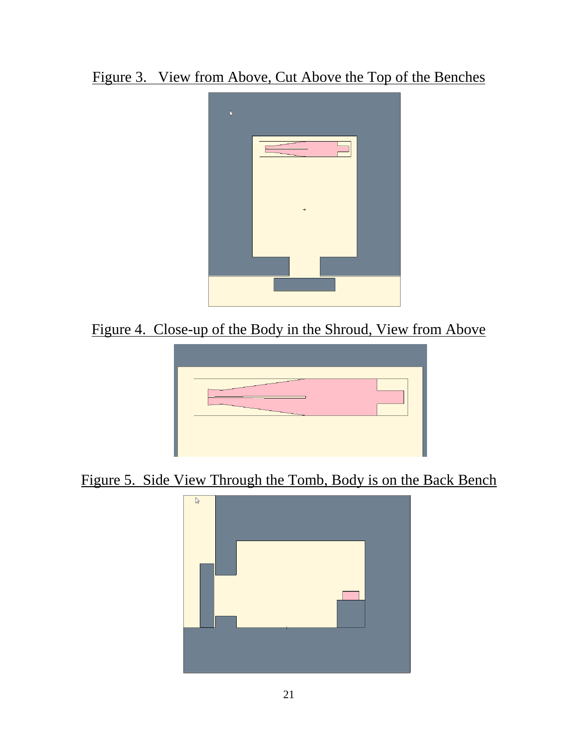Figure 3. View from Above, Cut Above the Top of the Benches

Figure 4. Close-up of the Body in the Shroud, View from Above

Figure 5. Side View Through the Tomb, Body is on the Back Bench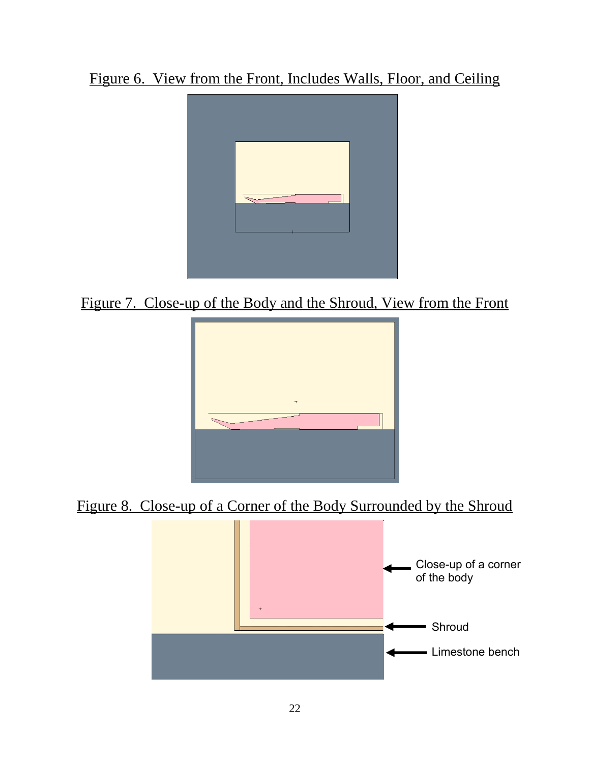Figure 6. View from the Front, Includes Walls, Floor, and Ceiling

Figure 7. Close-up of the Body and the Shroud, View from the Front

Figure 8. Close-up of a Corner of the Body Surrounded by the Shroud

Close-up of a corner of the body

Shroud

Limestone bench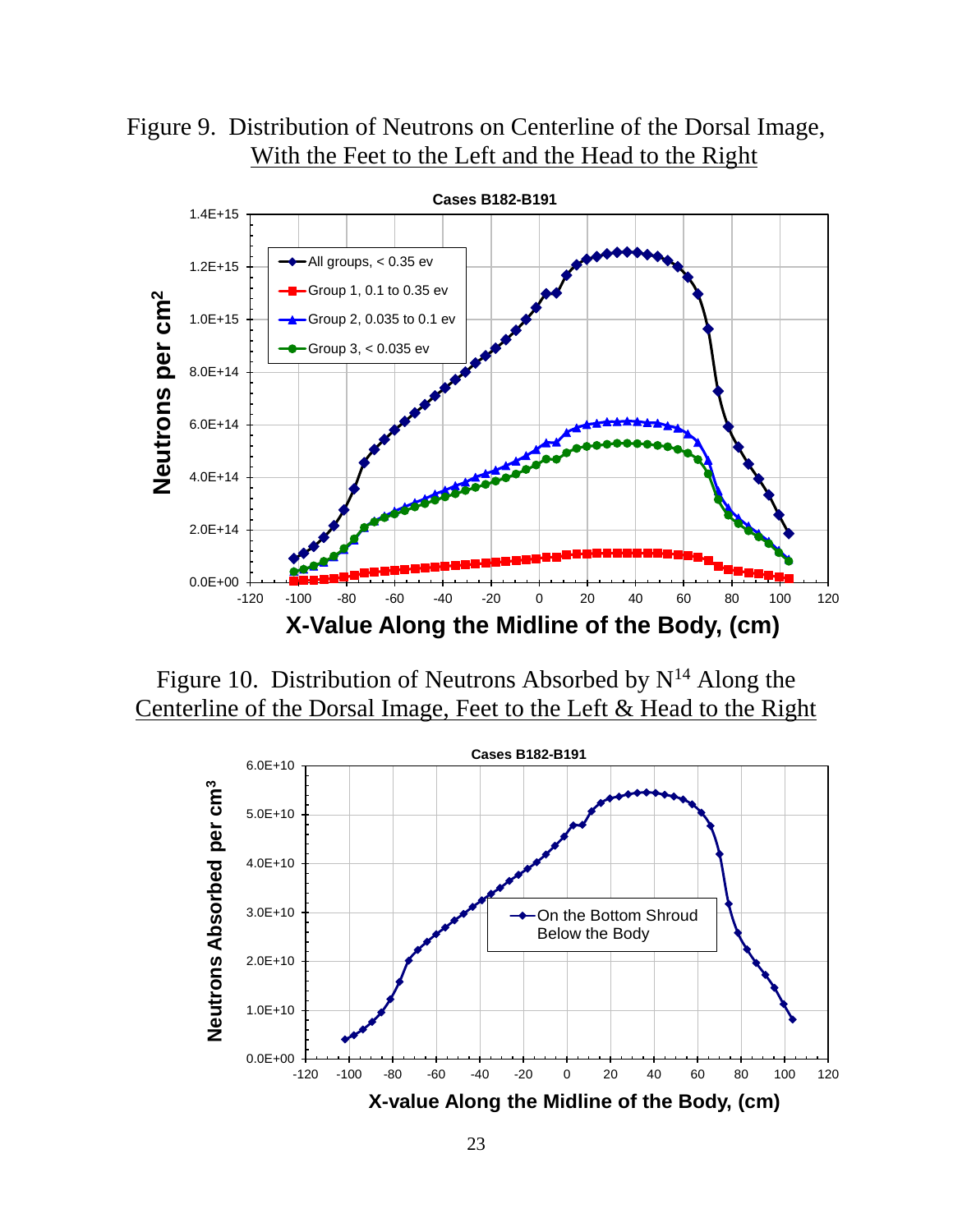Figure 9. Distribution of Neutrons on Centerline of the Dorsal Image, With the Feet to the Left and the Head to the Right

Figure 10. Distribution of Neutrons Absorbed by $N^{14}$ Along the Centerline of the Dorsal Image, Feet to the Left & Head to the Right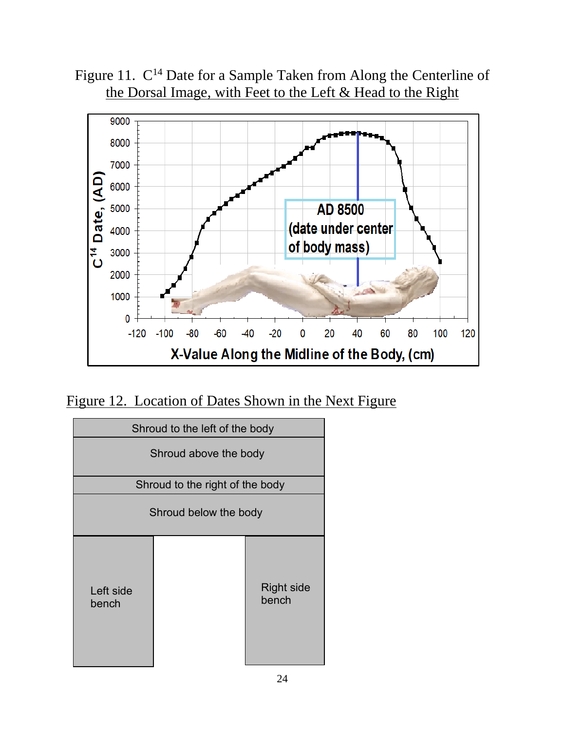Figure 11. $C^{14}$ Date for a Sample Taken from Along the Centerline of the Dorsal Image, with Feet to the Left & Head to the Right

Figure 12. Location of Dates Shown in the Next Figure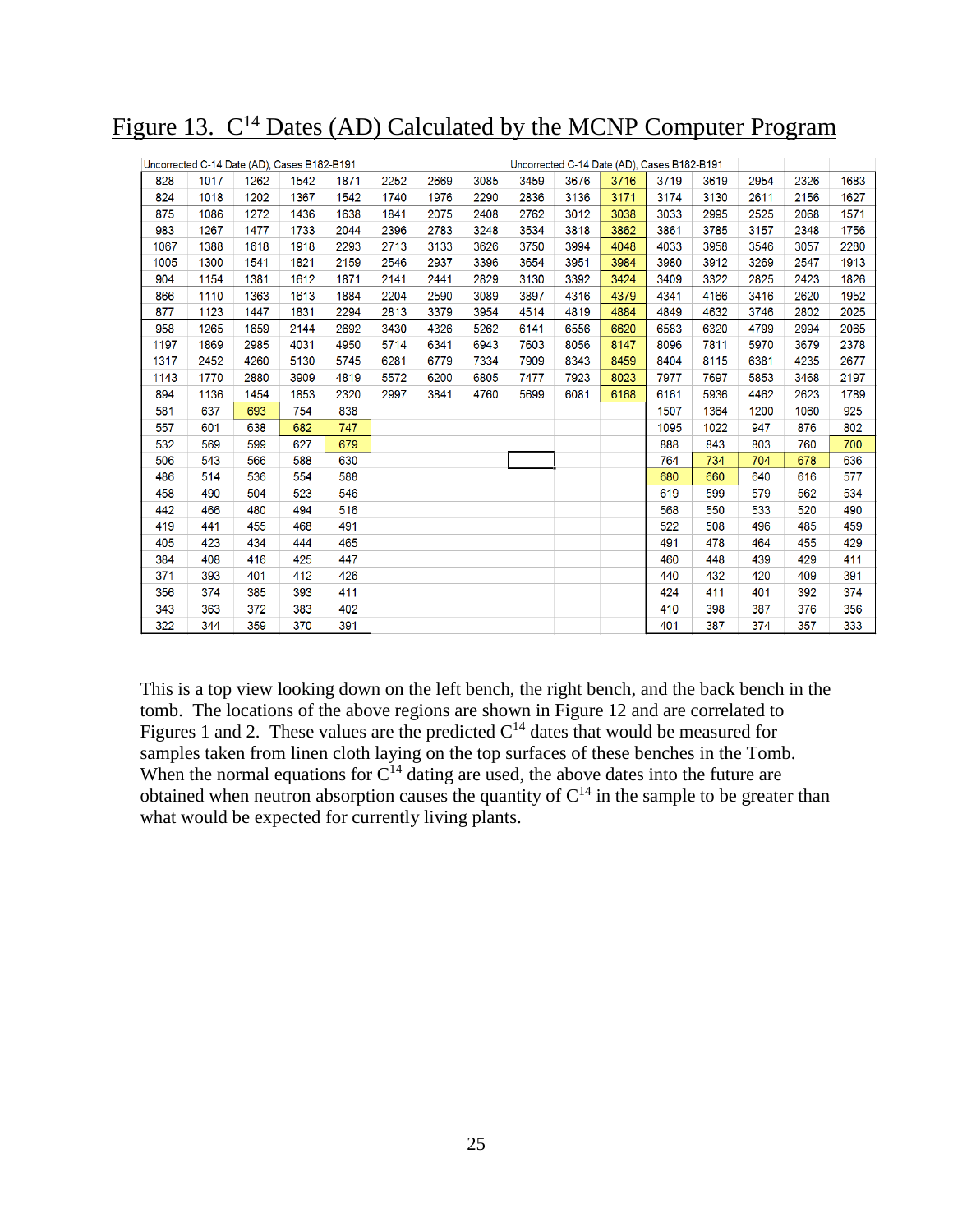# Figure 13. $C^{14}$ Dates (AD) Calculated by the MCNP Computer Program

| Uncorrected C-14 Date (AD), Cases B182-B191 | | | | | | | | Uncorrected C-14 Date (AD), Cases B182-B191 | | | | | | | |
|---|---|---|---|---|---|---|---|---|---|---|---|---|---|---|---|
| 828 | 1017 | 1262 | 1542 | 1871 | 2252 | 2669 | 3085 | 3459 | 3676 | 3716 | 3719 | 3619 | 2954 | 2326 | 1683 |
| 824 | 1018 | 1202 | 1367 | 1542 | 1740 | 1976 | 2290 | 2836 | 3136 | 3171 | 3174 | 3130 | 2611 | 2156 | 1627 |
| 875 | 1086 | 1272 | 1436 | 1638 | 1841 | 2075 | 2408 | 2762 | 3012 | 3038 | 3033 | 2995 | 2525 | 2068 | 1571 |
| 983 | 1267 | 1477 | 1733 | 2044 | 2396 | 2783 | 3248 | 3534 | 3818 | 3862 | 3861 | 3785 | 3157 | 2348 | 1756 |
| 1067 | 1388 | 1618 | 1918 | 2293 | 2713 | 3133 | 3626 | 3750 | 3994 | 4048 | 4033 | 3958 | 3546 | 3057 | 2280 |
| 1005 | 1300 | 1541 | 1821 | 2159 | 2546 | 2937 | 3396 | 3654 | 3951 | 3984 | 3980 | 3912 | 3269 | 2547 | 1913 |
| 904 | 1154 | 1381 | 1612 | 1871 | 2141 | 2441 | 2829 | 3130 | 3392 | 3424 | 3409 | 3322 | 2825 | 2423 | 1826 |
| 866 | 1110 | 1363 | 1613 | 1884 | 2204 | 2590 | 3089 | 3897 | 4316 | 4379 | 4341 | 4166 | 3416 | 2620 | 1952 |
| 877 | 1123 | 1447 | 1831 | 2294 | 2813 | 3379 | 3954 | 4514 | 4819 | 4884 | 4849 | 4632 | 3746 | 2802 | 2025 |
| 958 | 1265 | 1659 | 2144 | 2692 | 3430 | 4326 | 5262 | 6141 | 6556 | 6620 | 6583 | 6320 | 4799 | 2994 | 2065 |
| 1197 | 1869 | 2985 | 4031 | 4950 | 5714 | 6341 | 6943 | 7603 | 8056 | 8147 | 8096 | 7811 | 5970 | 3679 | 2378 |
| 1317 | 2452 | 4260 | 5130 | 5745 | 6281 | 6779 | 7334 | 7909 | 8343 | 8459 | 8404 | 8115 | 6381 | 4235 | 2677 |
| 1143 | 1770 | 2880 | 3909 | 4819 | 5572 | 6200 | 6805 | 7477 | 7923 | 8023 | 7977 | 7697 | 5853 | 3468 | 2197 |
| 894 | 1136 | 1454 | 1853 | 2320 | 2997 | 3841 | 4760 | 5699 | 6081 | 6168 | 6161 | 5936 | 4462 | 2623 | 1789 |
| 581 | 637 | 693 | 754 | 838 | | | | | | | 1507 | 1364 | 1200 | 1060 | 925 |
| 557 | 601 | 638 | 682 | 747 | | | | | | | 1095 | 1022 | 947 | 876 | 802 |
| 532 | 569 | 599 | 627 | 679 | | | | | | | 888 | 843 | 803 | 760 | 700 |
| 506 | 543 | 566 | 588 | 630 | | | | | | | 764 | 734 | 704 | 678 | 636 |
| 486 | 514 | 536 | 554 | 588 | | | | | | | 680 | 660 | 640 | 616 | 577 |
| 458 | 490 | 504 | 523 | 546 | | | | | | | 619 | 599 | 579 | 562 | 534 |
| 442 | 466 | 480 | 494 | 516 | | | | | | | 568 | 550 | 533 | 520 | 490 |
| 419 | 441 | 455 | 468 | 491 | | | | | | | 522 | 508 | 496 | 485 | 459 |
| 405 | 423 | 434 | 444 | 465 | | | | | | | 491 | 478 | 464 | 455 | 429 |
| 384 | 408 | 416 | 425 | 447 | | | | | | | 460 | 448 | 439 | 429 | 411 |
| 371 | 393 | 401 | 412 | 426 | | | | | | | 440 | 432 | 420 | 409 | 391 |
| 356 | 374 | 385 | 393 | 411 | | | | | | | 424 | 411 | 401 | 392 | 374 |
| 343 | 363 | 372 | 383 | 402 | | | | | | | 410 | 398 | 387 | 376 | 356 |
| 322 | 344 | 359 | 370 | 391 | | | | | | | 401 | 387 | 374 | 357 | 333 |

This is a top view looking down on the left bench, the right bench, and the back bench in the tomb. The locations of the above regions are shown in Figure 12 and are correlated to Figures 1 and 2. These values are the predicted $C^{14}$ dates that would be measured for samples taken from linen cloth laying on the top surfaces of these benches in the Tomb. When the normal equations for $C^{14}$ dating are used, the above dates into the future are obtained when neutron absorption causes the quantity of $C^{14}$ in the sample to be greater than what would be expected for currently living plants.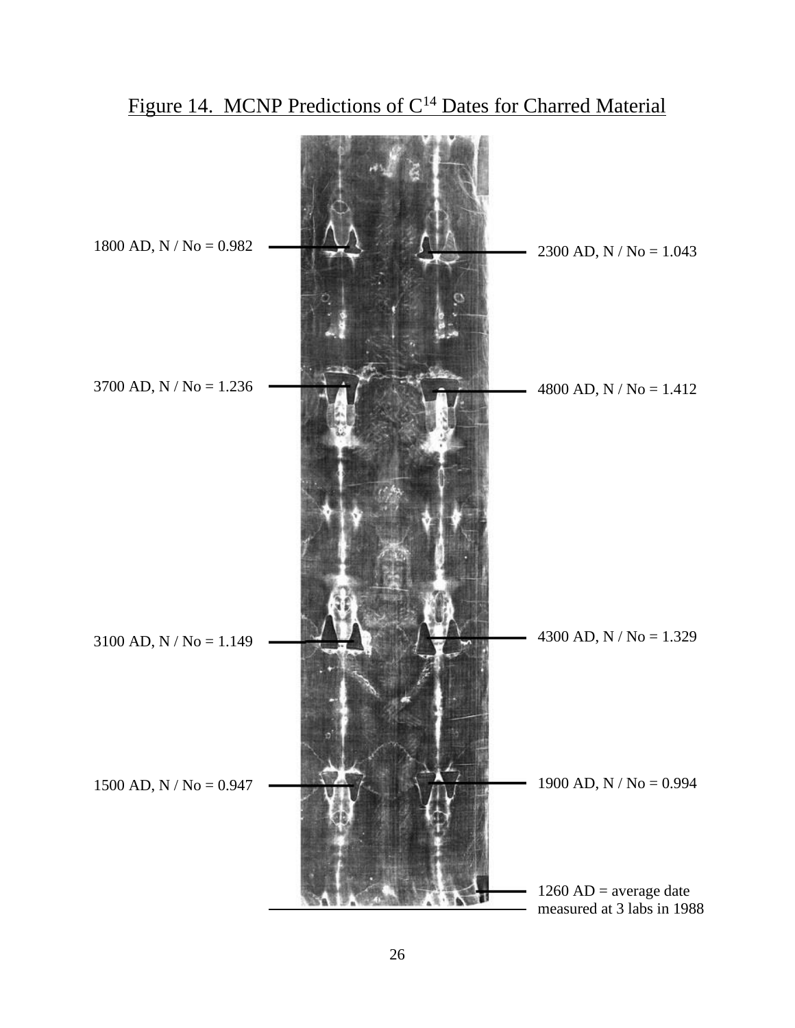Figure 14. MCNP Predictions of $C^{14}$ Dates for Charred Material

1800 AD, N / No = 0.982

2300 AD, N / No = 1.043

3700 AD, N / No = 1.236

4800 AD, N / No = 1.412

3100 AD, N / No = 1.149

4300 AD, N / No = 1.329

1500 AD, N / No = 0.947

1900 AD, N / No = 0.994

1260 AD = average date measured at 3 labs in 1988